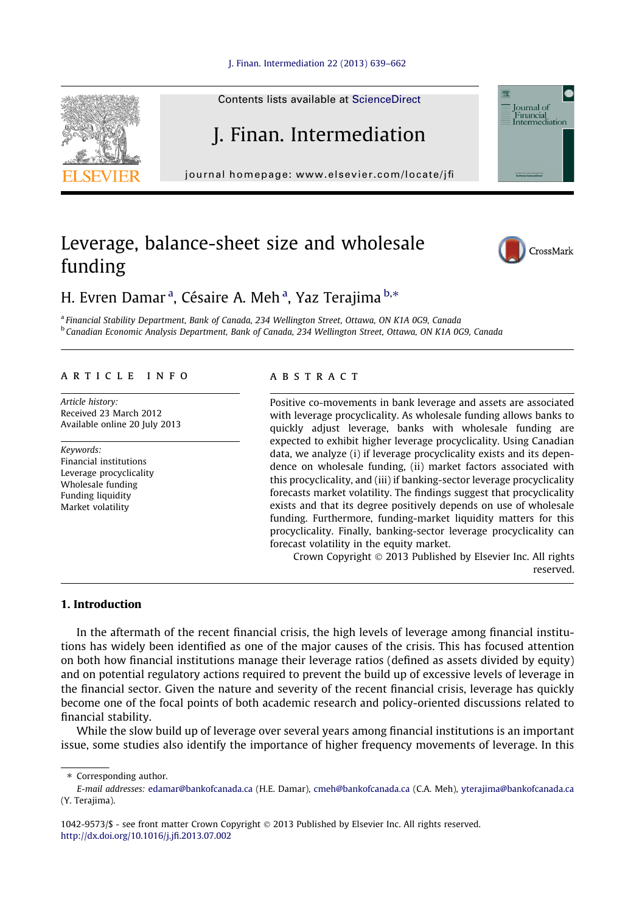# Leverage, balance-sheet size and wholesale funding

H. Evren Damar [a], Césaire A. Meh [a], Yaz Terajima [b,*]

[a] Financial Stability Department, Bank of Canada, 234 Wellington Street, Ottawa, ON K1A 0G9, Canada
[b] Canadian Economic Analysis Department, Bank of Canada, 234 Wellington Street, Ottawa, ON K1A 0G9, Canada

## ARTICLE INFO

*Article history:*
Received 23 March 2012
Available online 20 July 2013

*Keywords:*
Financial institutions
Leverage procyclicality
Wholesale funding
Funding liquidity
Market volatility

## ABSTRACT

Positive co-movements in bank leverage and assets are associated with leverage procyclicality. As wholesale funding allows banks to quickly adjust leverage, banks with wholesale funding are expected to exhibit higher leverage procyclicality. Using Canadian data, we analyze (i) if leverage procyclicality exists and its dependence on wholesale funding, (ii) market factors associated with this procyclicality, and (iii) if banking-sector leverage procyclicality forecasts market volatility. The findings suggest that procyclicality exists and that its degree positively depends on use of wholesale funding. Furthermore, funding-market liquidity matters for this procyclicality. Finally, banking-sector leverage procyclicality can forecast volatility in the equity market.

Crown Copyright © 2013 Published by Elsevier Inc. All rights reserved.

## 1. Introduction

In the aftermath of the recent financial crisis, the high levels of leverage among financial institutions has widely been identified as one of the major causes of the crisis. This has focused attention on both how financial institutions manage their leverage ratios (defined as assets divided by equity) and on potential regulatory actions required to prevent the build up of excessive levels of leverage in the financial sector. Given the nature and severity of the recent financial crisis, leverage has quickly become one of the focal points of both academic research and policy-oriented discussions related to financial stability.

While the slow build up of leverage over several years among financial institutions is an important issue, some studies also identify the importance of higher frequency movements of leverage. In this

* Corresponding author.
*E-mail addresses:* edamar@bankofcanada.ca (H.E. Damar), cmeh@bankofcanada.ca (C.A. Meh), yterajima@bankofcanada.ca (Y. Terajima).

1042-9573/$ - see front matter Crown Copyright © 2013 Published by Elsevier Inc. All rights reserved.
http://dx.doi.org/10.1016/j.jfi.2013.07.002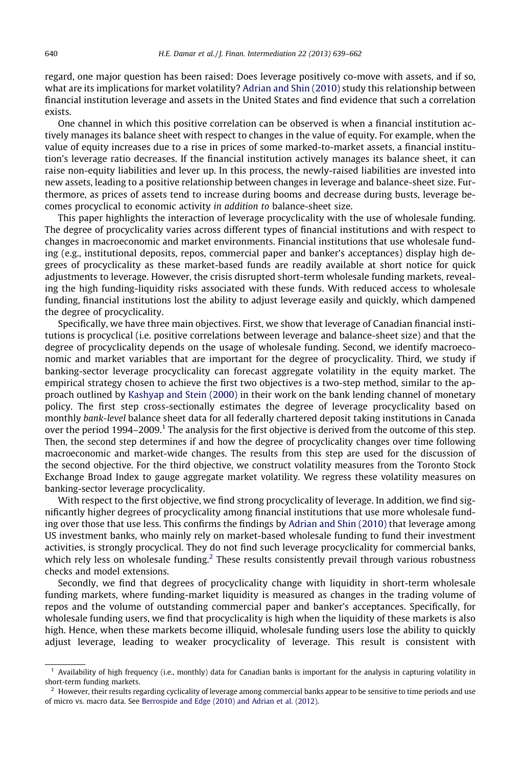regard, one major question has been raised: Does leverage positively co-move with assets, and if so, what are its implications for market volatility? Adrian and Shin (2010) study this relationship between financial institution leverage and assets in the United States and find evidence that such a correlation exists.

One channel in which this positive correlation can be observed is when a financial institution actively manages its balance sheet with respect to changes in the value of equity. For example, when the value of equity increases due to a rise in prices of some marked-to-market assets, a financial institution's leverage ratio decreases. If the financial institution actively manages its balance sheet, it can raise non-equity liabilities and lever up. In this process, the newly-raised liabilities are invested into new assets, leading to a positive relationship between changes in leverage and balance-sheet size. Furthermore, as prices of assets tend to increase during booms and decrease during busts, leverage becomes procyclical to economic activity *in addition to* balance-sheet size.

This paper highlights the interaction of leverage procyclicality with the use of wholesale funding. The degree of procyclicality varies across different types of financial institutions and with respect to changes in macroeconomic and market environments. Financial institutions that use wholesale funding (e.g., institutional deposits, repos, commercial paper and banker's acceptances) display high degrees of procyclicality as these market-based funds are readily available at short notice for quick adjustments to leverage. However, the crisis disrupted short-term wholesale funding markets, revealing the high funding-liquidity risks associated with these funds. With reduced access to wholesale funding, financial institutions lost the ability to adjust leverage easily and quickly, which dampened the degree of procyclicality.

Specifically, we have three main objectives. First, we show that leverage of Canadian financial institutions is procyclical (i.e. positive correlations between leverage and balance-sheet size) and that the degree of procyclicality depends on the usage of wholesale funding. Second, we identify macroeconomic and market variables that are important for the degree of procyclicality. Third, we study if banking-sector leverage procyclicality can forecast aggregate volatility in the equity market. The empirical strategy chosen to achieve the first two objectives is a two-step method, similar to the approach outlined by Kashyap and Stein (2000) in their work on the bank lending channel of monetary policy. The first step cross-sectionally estimates the degree of leverage procyclicality based on monthly *bank-level* balance sheet data for all federally chartered deposit taking institutions in Canada over the period 1994–2009.[1] The analysis for the first objective is derived from the outcome of this step. Then, the second step determines if and how the degree of procyclicality changes over time following macroeconomic and market-wide changes. The results from this step are used for the discussion of the second objective. For the third objective, we construct volatility measures from the Toronto Stock Exchange Broad Index to gauge aggregate market volatility. We regress these volatility measures on banking-sector leverage procyclicality.

With respect to the first objective, we find strong procyclicality of leverage. In addition, we find significantly higher degrees of procyclicality among financial institutions that use more wholesale funding over those that use less. This confirms the findings by Adrian and Shin (2010) that leverage among US investment banks, who mainly rely on market-based wholesale funding to fund their investment activities, is strongly procyclical. They do not find such leverage procyclicality for commercial banks, which rely less on wholesale funding.[2] These results consistently prevail through various robustness checks and model extensions.

Secondly, we find that degrees of procyclicality change with liquidity in short-term wholesale funding markets, where funding-market liquidity is measured as changes in the trading volume of repos and the volume of outstanding commercial paper and banker's acceptances. Specifically, for wholesale funding users, we find that procyclicality is high when the liquidity of these markets is also high. Hence, when these markets become illiquid, wholesale funding users lose the ability to quickly adjust leverage, leading to weaker procyclicality of leverage. This result is consistent with

[1] Availability of high frequency (i.e., monthly) data for Canadian banks is important for the analysis in capturing volatility in short-term funding markets.

[2] However, their results regarding cyclicality of leverage among commercial banks appear to be sensitive to time periods and use of micro vs. macro data. See Berrospide and Edge (2010) and Adrian et al. (2012).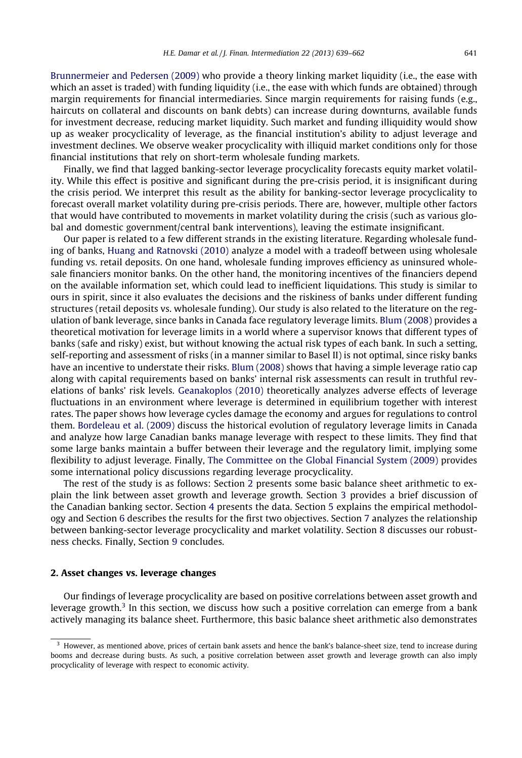Brunnermeier and Pedersen (2009) who provide a theory linking market liquidity (i.e., the ease with which an asset is traded) with funding liquidity (i.e., the ease with which funds are obtained) through margin requirements for financial intermediaries. Since margin requirements for raising funds (e.g., haircuts on collateral and discounts on bank debts) can increase during downturns, available funds for investment decrease, reducing market liquidity. Such market and funding illiquidity would show up as weaker procyclicality of leverage, as the financial institution's ability to adjust leverage and investment declines. We observe weaker procyclicality with illiquid market conditions only for those financial institutions that rely on short-term wholesale funding markets.

Finally, we find that lagged banking-sector leverage procyclicality forecasts equity market volatility. While this effect is positive and significant during the pre-crisis period, it is insignificant during the crisis period. We interpret this result as the ability for banking-sector leverage procyclicality to forecast overall market volatility during pre-crisis periods. There are, however, multiple other factors that would have contributed to movements in market volatility during the crisis (such as various global and domestic government/central bank interventions), leaving the estimate insignificant.

Our paper is related to a few different strands in the existing literature. Regarding wholesale funding of banks, Huang and Ratnovski (2010) analyze a model with a tradeoff between using wholesale funding vs. retail deposits. On one hand, wholesale funding improves efficiency as uninsured wholesale financiers monitor banks. On the other hand, the monitoring incentives of the financiers depend on the available information set, which could lead to inefficient liquidations. This study is similar to ours in spirit, since it also evaluates the decisions and the riskiness of banks under different funding structures (retail deposits vs. wholesale funding). Our study is also related to the literature on the regulation of bank leverage, since banks in Canada face regulatory leverage limits. Blum (2008) provides a theoretical motivation for leverage limits in a world where a supervisor knows that different types of banks (safe and risky) exist, but without knowing the actual risk types of each bank. In such a setting, self-reporting and assessment of risks (in a manner similar to Basel II) is not optimal, since risky banks have an incentive to understate their risks. Blum (2008) shows that having a simple leverage ratio cap along with capital requirements based on banks' internal risk assessments can result in truthful revelations of banks' risk levels. Geanakoplos (2010) theoretically analyzes adverse effects of leverage fluctuations in an environment where leverage is determined in equilibrium together with interest rates. The paper shows how leverage cycles damage the economy and argues for regulations to control them. Bordeleau et al. (2009) discuss the historical evolution of regulatory leverage limits in Canada and analyze how large Canadian banks manage leverage with respect to these limits. They find that some large banks maintain a buffer between their leverage and the regulatory limit, implying some flexibility to adjust leverage. Finally, The Committee on the Global Financial System (2009) provides some international policy discussions regarding leverage procyclicality.

The rest of the study is as follows: Section 2 presents some basic balance sheet arithmetic to explain the link between asset growth and leverage growth. Section 3 provides a brief discussion of the Canadian banking sector. Section 4 presents the data. Section 5 explains the empirical methodology and Section 6 describes the results for the first two objectives. Section 7 analyzes the relationship between banking-sector leverage procyclicality and market volatility. Section 8 discusses our robustness checks. Finally, Section 9 concludes.

## 2. Asset changes vs. leverage changes

Our findings of leverage procyclicality are based on positive correlations between asset growth and leverage growth.[3] In this section, we discuss how such a positive correlation can emerge from a bank actively managing its balance sheet. Furthermore, this basic balance sheet arithmetic also demonstrates

[3] However, as mentioned above, prices of certain bank assets and hence the bank's balance-sheet size, tend to increase during booms and decrease during busts. As such, a positive correlation between asset growth and leverage growth can also imply procyclicality of leverage with respect to economic activity.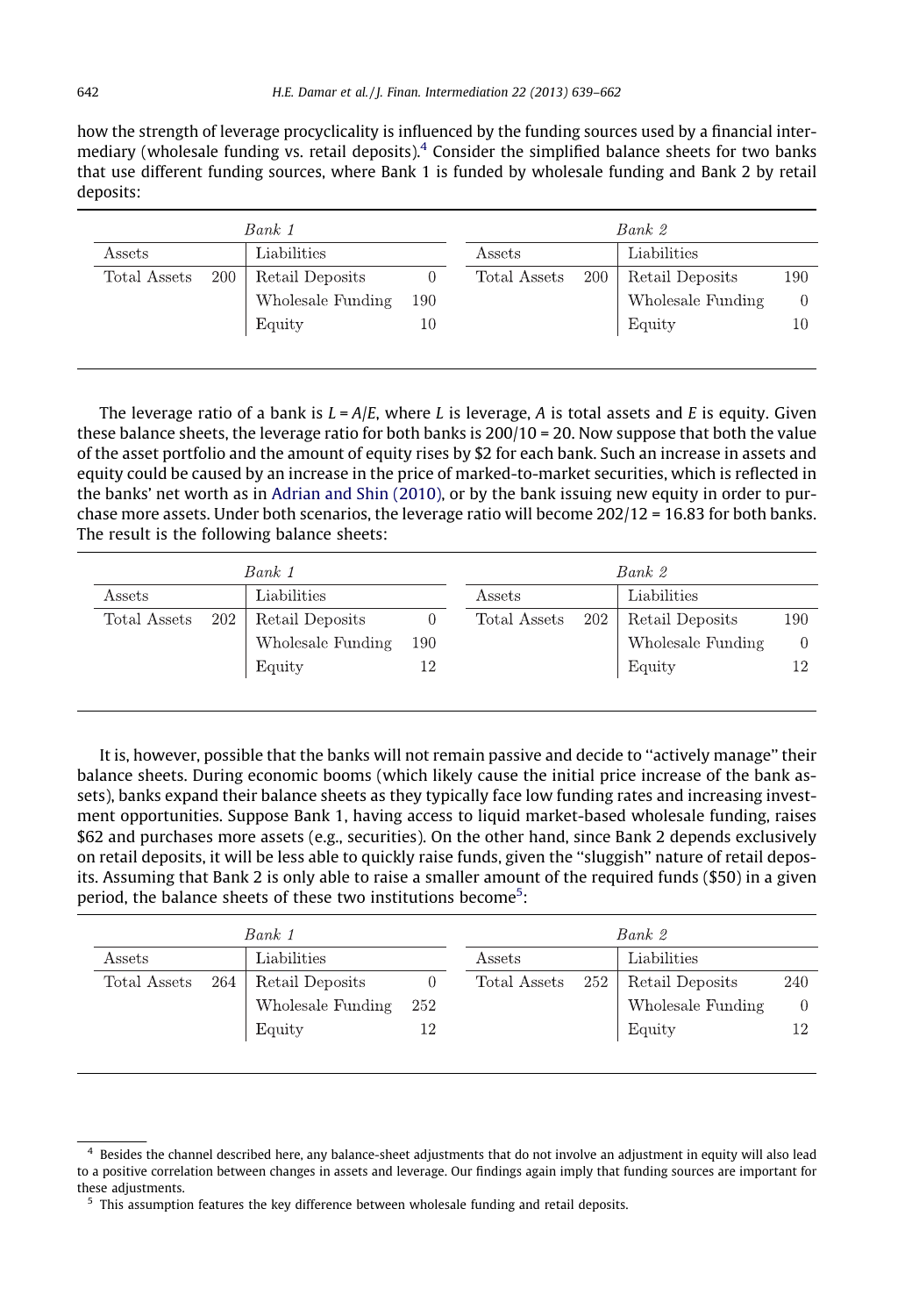how the strength of leverage procyclicality is influenced by the funding sources used by a financial intermediary (wholesale funding vs. retail deposits).[4] Consider the simplified balance sheets for two banks that use different funding sources, where Bank 1 is funded by wholesale funding and Bank 2 by retail deposits:

| *Bank 1* | | | | *Bank 2* | | | |
|---|---|---|---|---|---|---|---|
| Assets | | Liabilities | | Assets | | Liabilities | |
| Total Assets | 200 | Retail Deposits | 0 | Total Assets | 200 | Retail Deposits | 190 |
| | | Wholesale Funding | 190 | | | Wholesale Funding | 0 |
| | | Equity | 10 | | | Equity | 10 |

The leverage ratio of a bank is $L = A/E$, where $L$ is leverage, $A$ is total assets and $E$ is equity. Given these balance sheets, the leverage ratio for both banks is 200/10 = 20. Now suppose that both the value of the asset portfolio and the amount of equity rises by $2 for each bank. Such an increase in assets and equity could be caused by an increase in the price of marked-to-market securities, which is reflected in the banks' net worth as in Adrian and Shin (2010), or by the bank issuing new equity in order to purchase more assets. Under both scenarios, the leverage ratio will become 202/12 = 16.83 for both banks. The result is the following balance sheets:

| *Bank 1* | | | | *Bank 2* | | | |
|---|---|---|---|---|---|---|---|
| Assets | | Liabilities | | Assets | | Liabilities | |
| Total Assets | 202 | Retail Deposits | 0 | Total Assets | 202 | Retail Deposits | 190 |
| | | Wholesale Funding | 190 | | | Wholesale Funding | 0 |
| | | Equity | 12 | | | Equity | 12 |

It is, however, possible that the banks will not remain passive and decide to "actively manage" their balance sheets. During economic booms (which likely cause the initial price increase of the bank assets), banks expand their balance sheets as they typically face low funding rates and increasing investment opportunities. Suppose Bank 1, having access to liquid market-based wholesale funding, raises $62 and purchases more assets (e.g., securities). On the other hand, since Bank 2 depends exclusively on retail deposits, it will be less able to quickly raise funds, given the "sluggish" nature of retail deposits. Assuming that Bank 2 is only able to raise a smaller amount of the required funds ($50) in a given period, the balance sheets of these two institutions become[5]:

| *Bank 1* | | | | *Bank 2* | | | |
|---|---|---|---|---|---|---|---|
| Assets | | Liabilities | | Assets | | Liabilities | |
| Total Assets | 264 | Retail Deposits | 0 | Total Assets | 252 | Retail Deposits | 240 |
| | | Wholesale Funding | 252 | | | Wholesale Funding | 0 |
| | | Equity | 12 | | | Equity | 12 |

---

[4] Besides the channel described here, any balance-sheet adjustments that do not involve an adjustment in equity will also lead to a positive correlation between changes in assets and leverage. Our findings again imply that funding sources are important for these adjustments.

[5] This assumption features the key difference between wholesale funding and retail deposits.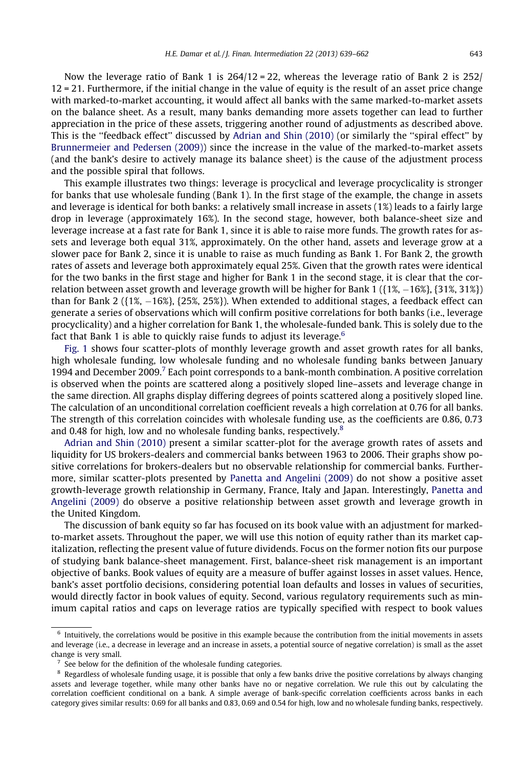Now the leverage ratio of Bank 1 is 264/12 = 22, whereas the leverage ratio of Bank 2 is 252/12 = 21. Furthermore, if the initial change in the value of equity is the result of an asset price change with marked-to-market accounting, it would affect all banks with the same marked-to-market assets on the balance sheet. As a result, many banks demanding more assets together can lead to further appreciation in the price of these assets, triggering another round of adjustments as described above. This is the ''feedback effect'' discussed by Adrian and Shin (2010) (or similarly the ''spiral effect'' by Brunnermeier and Pedersen (2009)) since the increase in the value of the marked-to-market assets (and the bank's desire to actively manage its balance sheet) is the cause of the adjustment process and the possible spiral that follows.

This example illustrates two things: leverage is procyclical and leverage procyclicality is stronger for banks that use wholesale funding (Bank 1). In the first stage of the example, the change in assets and leverage is identical for both banks: a relatively small increase in assets (1%) leads to a fairly large drop in leverage (approximately 16%). In the second stage, however, both balance-sheet size and leverage increase at a fast rate for Bank 1, since it is able to raise more funds. The growth rates for assets and leverage both equal 31%, approximately. On the other hand, assets and leverage grow at a slower pace for Bank 2, since it is unable to raise as much funding as Bank 1. For Bank 2, the growth rates of assets and leverage both approximately equal 25%. Given that the growth rates were identical for the two banks in the first stage and higher for Bank 1 in the second stage, it is clear that the correlation between asset growth and leverage growth will be higher for Bank 1 ({1%, −16%}, {31%, 31%}) than for Bank 2 ({1%, −16%}, {25%, 25%}). When extended to additional stages, a feedback effect can generate a series of observations which will confirm positive correlations for both banks (i.e., leverage procyclicality) and a higher correlation for Bank 1, the wholesale-funded bank. This is solely due to the fact that Bank 1 is able to quickly raise funds to adjust its leverage.[6]

Fig. 1 shows four scatter-plots of monthly leverage growth and asset growth rates for all banks, high wholesale funding, low wholesale funding and no wholesale funding banks between January 1994 and December 2009.[7] Each point corresponds to a bank-month combination. A positive correlation is observed when the points are scattered along a positively sloped line–assets and leverage change in the same direction. All graphs display differing degrees of points scattered along a positively sloped line. The calculation of an unconditional correlation coefficient reveals a high correlation at 0.76 for all banks. The strength of this correlation coincides with wholesale funding use, as the coefficients are 0.86, 0.73 and 0.48 for high, low and no wholesale funding banks, respectively.[8]

Adrian and Shin (2010) present a similar scatter-plot for the average growth rates of assets and liquidity for US brokers-dealers and commercial banks between 1963 to 2006. Their graphs show positive correlations for brokers-dealers but no observable relationship for commercial banks. Furthermore, similar scatter-plots presented by Panetta and Angelini (2009) do not show a positive asset growth-leverage growth relationship in Germany, France, Italy and Japan. Interestingly, Panetta and Angelini (2009) do observe a positive relationship between asset growth and leverage growth in the United Kingdom.

The discussion of bank equity so far has focused on its book value with an adjustment for marked-to-market assets. Throughout the paper, we will use this notion of equity rather than its market capitalization, reflecting the present value of future dividends. Focus on the former notion fits our purpose of studying bank balance-sheet management. First, balance-sheet risk management is an important objective of banks. Book values of equity are a measure of buffer against losses in asset values. Hence, bank's asset portfolio decisions, considering potential loan defaults and losses in values of securities, would directly factor in book values of equity. Second, various regulatory requirements such as minimum capital ratios and caps on leverage ratios are typically specified with respect to book values

---

[6] Intuitively, the correlations would be positive in this example because the contribution from the initial movements in assets and leverage (i.e., a decrease in leverage and an increase in assets, a potential source of negative correlation) is small as the asset change is very small.

[7] See below for the definition of the wholesale funding categories.

[8] Regardless of wholesale funding usage, it is possible that only a few banks drive the positive correlations by always changing assets and leverage together, while many other banks have no or negative correlation. We rule this out by calculating the correlation coefficient conditional on a bank. A simple average of bank-specific correlation coefficients across banks in each category gives similar results: 0.69 for all banks and 0.83, 0.69 and 0.54 for high, low and no wholesale funding banks, respectively.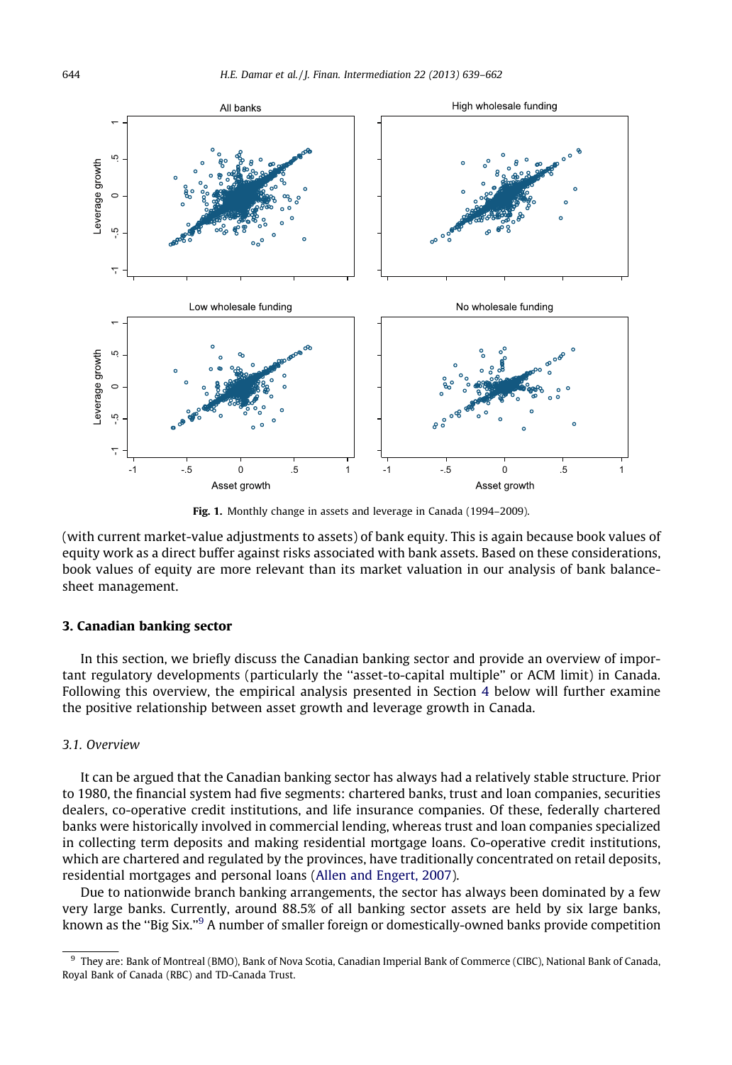Fig. 1. Monthly change in assets and leverage in Canada (1994–2009).

(with current market-value adjustments to assets) of bank equity. This is again because book values of equity work as a direct buffer against risks associated with bank assets. Based on these considerations, book values of equity are more relevant than its market valuation in our analysis of bank balance-sheet management.

## 3. Canadian banking sector

In this section, we briefly discuss the Canadian banking sector and provide an overview of important regulatory developments (particularly the ''asset-to-capital multiple'' or ACM limit) in Canada. Following this overview, the empirical analysis presented in Section 4 below will further examine the positive relationship between asset growth and leverage growth in Canada.

### 3.1. Overview

It can be argued that the Canadian banking sector has always had a relatively stable structure. Prior to 1980, the financial system had five segments: chartered banks, trust and loan companies, securities dealers, co-operative credit institutions, and life insurance companies. Of these, federally chartered banks were historically involved in commercial lending, whereas trust and loan companies specialized in collecting term deposits and making residential mortgage loans. Co-operative credit institutions, which are chartered and regulated by the provinces, have traditionally concentrated on retail deposits, residential mortgages and personal loans (Allen and Engert, 2007).

Due to nationwide branch banking arrangements, the sector has always been dominated by a few very large banks. Currently, around 88.5% of all banking sector assets are held by six large banks, known as the ''Big Six.''[9] A number of smaller foreign or domestically-owned banks provide competition

[9] They are: Bank of Montreal (BMO), Bank of Nova Scotia, Canadian Imperial Bank of Commerce (CIBC), National Bank of Canada, Royal Bank of Canada (RBC) and TD-Canada Trust.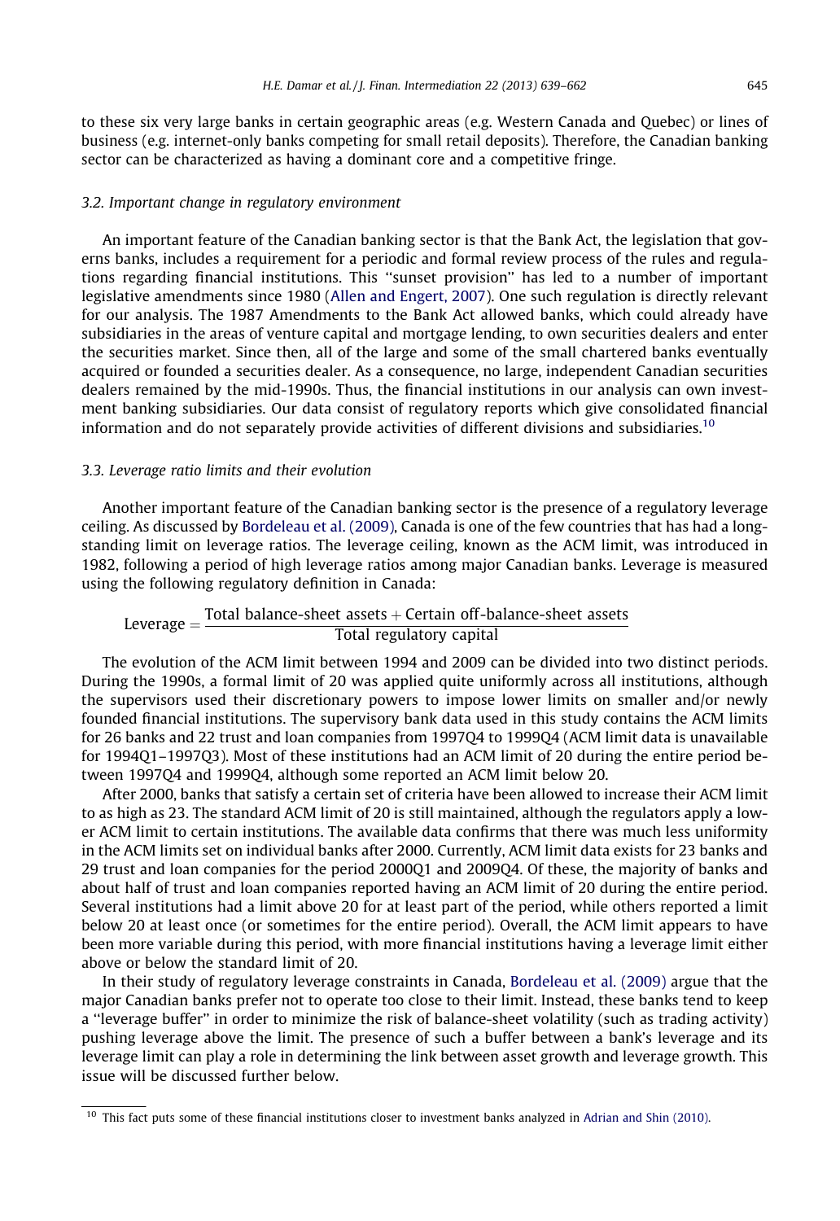to these six very large banks in certain geographic areas (e.g. Western Canada and Quebec) or lines of business (e.g. internet-only banks competing for small retail deposits). Therefore, the Canadian banking sector can be characterized as having a dominant core and a competitive fringe.

### 3.2. Important change in regulatory environment

An important feature of the Canadian banking sector is that the Bank Act, the legislation that governs banks, includes a requirement for a periodic and formal review process of the rules and regulations regarding financial institutions. This "sunset provision" has led to a number of important legislative amendments since 1980 (Allen and Engert, 2007). One such regulation is directly relevant for our analysis. The 1987 Amendments to the Bank Act allowed banks, which could already have subsidiaries in the areas of venture capital and mortgage lending, to own securities dealers and enter the securities market. Since then, all of the large and some of the small chartered banks eventually acquired or founded a securities dealer. As a consequence, no large, independent Canadian securities dealers remained by the mid-1990s. Thus, the financial institutions in our analysis can own investment banking subsidiaries. Our data consist of regulatory reports which give consolidated financial information and do not separately provide activities of different divisions and subsidiaries.[10]

### 3.3. Leverage ratio limits and their evolution

Another important feature of the Canadian banking sector is the presence of a regulatory leverage ceiling. As discussed by Bordeleau et al. (2009), Canada is one of the few countries that has had a long-standing limit on leverage ratios. The leverage ceiling, known as the ACM limit, was introduced in 1982, following a period of high leverage ratios among major Canadian banks. Leverage is measured using the following regulatory definition in Canada:

$$\text{Leverage} = \frac{\text{Total balance-sheet assets} + \text{Certain off-balance-sheet assets}}{\text{Total regulatory capital}}$$

The evolution of the ACM limit between 1994 and 2009 can be divided into two distinct periods. During the 1990s, a formal limit of 20 was applied quite uniformly across all institutions, although the supervisors used their discretionary powers to impose lower limits on smaller and/or newly founded financial institutions. The supervisory bank data used in this study contains the ACM limits for 26 banks and 22 trust and loan companies from 1997Q4 to 1999Q4 (ACM limit data is unavailable for 1994Q1–1997Q3). Most of these institutions had an ACM limit of 20 during the entire period between 1997Q4 and 1999Q4, although some reported an ACM limit below 20.

After 2000, banks that satisfy a certain set of criteria have been allowed to increase their ACM limit to as high as 23. The standard ACM limit of 20 is still maintained, although the regulators apply a lower ACM limit to certain institutions. The available data confirms that there was much less uniformity in the ACM limits set on individual banks after 2000. Currently, ACM limit data exists for 23 banks and 29 trust and loan companies for the period 2000Q1 and 2009Q4. Of these, the majority of banks and about half of trust and loan companies reported having an ACM limit of 20 during the entire period. Several institutions had a limit above 20 for at least part of the period, while others reported a limit below 20 at least once (or sometimes for the entire period). Overall, the ACM limit appears to have been more variable during this period, with more financial institutions having a leverage limit either above or below the standard limit of 20.

In their study of regulatory leverage constraints in Canada, Bordeleau et al. (2009) argue that the major Canadian banks prefer not to operate too close to their limit. Instead, these banks tend to keep a "leverage buffer" in order to minimize the risk of balance-sheet volatility (such as trading activity) pushing leverage above the limit. The presence of such a buffer between a bank's leverage and its leverage limit can play a role in determining the link between asset growth and leverage growth. This issue will be discussed further below.

[10] This fact puts some of these financial institutions closer to investment banks analyzed in Adrian and Shin (2010).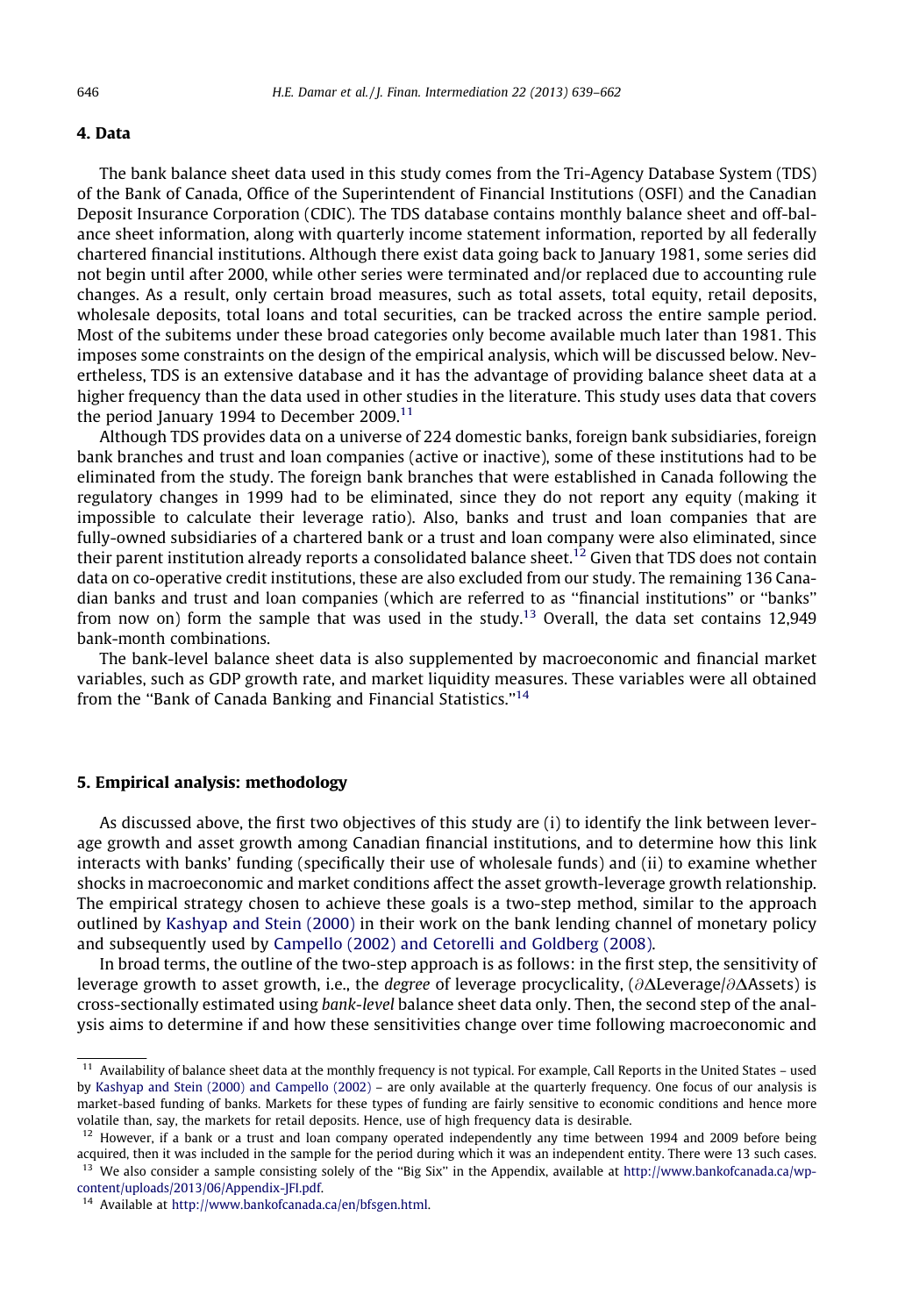## 4. Data

The bank balance sheet data used in this study comes from the Tri-Agency Database System (TDS) of the Bank of Canada, Office of the Superintendent of Financial Institutions (OSFI) and the Canadian Deposit Insurance Corporation (CDIC). The TDS database contains monthly balance sheet and off-balance sheet information, along with quarterly income statement information, reported by all federally chartered financial institutions. Although there exist data going back to January 1981, some series did not begin until after 2000, while other series were terminated and/or replaced due to accounting rule changes. As a result, only certain broad measures, such as total assets, total equity, retail deposits, wholesale deposits, total loans and total securities, can be tracked across the entire sample period. Most of the subitems under these broad categories only become available much later than 1981. This imposes some constraints on the design of the empirical analysis, which will be discussed below. Nevertheless, TDS is an extensive database and it has the advantage of providing balance sheet data at a higher frequency than the data used in other studies in the literature. This study uses data that covers the period January 1994 to December 2009.[11]

Although TDS provides data on a universe of 224 domestic banks, foreign bank subsidiaries, foreign bank branches and trust and loan companies (active or inactive), some of these institutions had to be eliminated from the study. The foreign bank branches that were established in Canada following the regulatory changes in 1999 had to be eliminated, since they do not report any equity (making it impossible to calculate their leverage ratio). Also, banks and trust and loan companies that are fully-owned subsidiaries of a chartered bank or a trust and loan company were also eliminated, since their parent institution already reports a consolidated balance sheet.[12] Given that TDS does not contain data on co-operative credit institutions, these are also excluded from our study. The remaining 136 Canadian banks and trust and loan companies (which are referred to as "financial institutions" or "banks" from now on) form the sample that was used in the study.[13] Overall, the data set contains 12,949 bank-month combinations.

The bank-level balance sheet data is also supplemented by macroeconomic and financial market variables, such as GDP growth rate, and market liquidity measures. These variables were all obtained from the "Bank of Canada Banking and Financial Statistics."[14]

## 5. Empirical analysis: methodology

As discussed above, the first two objectives of this study are (i) to identify the link between leverage growth and asset growth among Canadian financial institutions, and to determine how this link interacts with banks' funding (specifically their use of wholesale funds) and (ii) to examine whether shocks in macroeconomic and market conditions affect the asset growth-leverage growth relationship. The empirical strategy chosen to achieve these goals is a two-step method, similar to the approach outlined by Kashyap and Stein (2000) in their work on the bank lending channel of monetary policy and subsequently used by Campello (2002) and Cetorelli and Goldberg (2008).

In broad terms, the outline of the two-step approach is as follows: in the first step, the sensitivity of leverage growth to asset growth, i.e., the *degree* of leverage procyclicality, ($\partial\Delta\text{Leverage}/\partial\Delta\text{Assets}$) is cross-sectionally estimated using *bank-level* balance sheet data only. Then, the second step of the analysis aims to determine if and how these sensitivities change over time following macroeconomic and

---

[11] Availability of balance sheet data at the monthly frequency is not typical. For example, Call Reports in the United States – used by Kashyap and Stein (2000) and Campello (2002) – are only available at the quarterly frequency. One focus of our analysis is market-based funding of banks. Markets for these types of funding are fairly sensitive to economic conditions and hence more volatile than, say, the markets for retail deposits. Hence, use of high frequency data is desirable.

[12] However, if a bank or a trust and loan company operated independently any time between 1994 and 2009 before being acquired, then it was included in the sample for the period during which it was an independent entity. There were 13 such cases.

[13] We also consider a sample consisting solely of the "Big Six" in the Appendix, available at http://www.bankofcanada.ca/wp-content/uploads/2013/06/Appendix-JFI.pdf.

[14] Available at http://www.bankofcanada.ca/en/bfsgen.html.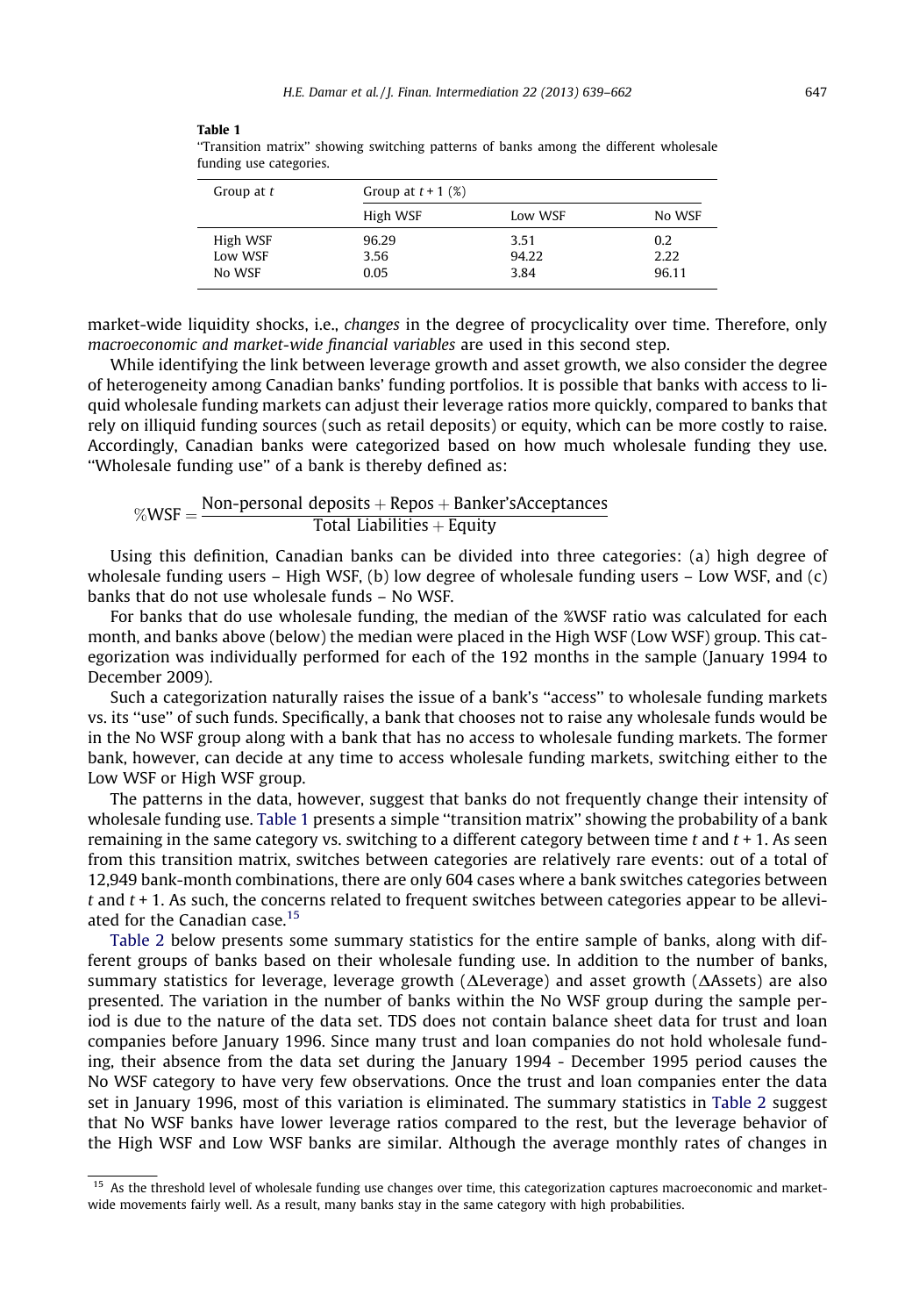**Table 1**
"Transition matrix" showing switching patterns of banks among the different wholesale funding use categories.

| Group at $t$ | Group at $t + 1$ (%) | | |
|---|---|---|---|
| | High WSF | Low WSF | No WSF |
| High WSF | 96.29 | 3.51 | 0.2 |
| Low WSF | 3.56 | 94.22 | 2.22 |
| No WSF | 0.05 | 3.84 | 96.11 |

market-wide liquidity shocks, i.e., *changes* in the degree of procyclicality over time. Therefore, only *macroeconomic and market-wide financial variables* are used in this second step.

While identifying the link between leverage growth and asset growth, we also consider the degree of heterogeneity among Canadian banks' funding portfolios. It is possible that banks with access to liquid wholesale funding markets can adjust their leverage ratios more quickly, compared to banks that rely on illiquid funding sources (such as retail deposits) or equity, which can be more costly to raise. Accordingly, Canadian banks were categorized based on how much wholesale funding they use. "Wholesale funding use" of a bank is thereby defined as:

$$\%\text{WSF} = \frac{\text{Non-personal deposits} + \text{Repos} + \text{Banker'sAcceptances}}{\text{Total Liabilities} + \text{Equity}}$$

Using this definition, Canadian banks can be divided into three categories: (a) high degree of wholesale funding users – High WSF, (b) low degree of wholesale funding users – Low WSF, and (c) banks that do not use wholesale funds – No WSF.

For banks that do use wholesale funding, the median of the %WSF ratio was calculated for each month, and banks above (below) the median were placed in the High WSF (Low WSF) group. This categorization was individually performed for each of the 192 months in the sample (January 1994 to December 2009).

Such a categorization naturally raises the issue of a bank's "access" to wholesale funding markets vs. its "use" of such funds. Specifically, a bank that chooses not to raise any wholesale funds would be in the No WSF group along with a bank that has no access to wholesale funding markets. The former bank, however, can decide at any time to access wholesale funding markets, switching either to the Low WSF or High WSF group.

The patterns in the data, however, suggest that banks do not frequently change their intensity of wholesale funding use. Table 1 presents a simple "transition matrix" showing the probability of a bank remaining in the same category vs. switching to a different category between time $t$ and $t + 1$. As seen from this transition matrix, switches between categories are relatively rare events: out of a total of 12,949 bank-month combinations, there are only 604 cases where a bank switches categories between $t$ and $t + 1$. As such, the concerns related to frequent switches between categories appear to be alleviated for the Canadian case.[15]

Table 2 below presents some summary statistics for the entire sample of banks, along with different groups of banks based on their wholesale funding use. In addition to the number of banks, summary statistics for leverage, leverage growth ($\Delta$Leverage) and asset growth ($\Delta$Assets) are also presented. The variation in the number of banks within the No WSF group during the sample period is due to the nature of the data set. TDS does not contain balance sheet data for trust and loan companies before January 1996. Since many trust and loan companies do not hold wholesale funding, their absence from the data set during the January 1994 - December 1995 period causes the No WSF category to have very few observations. Once the trust and loan companies enter the data set in January 1996, most of this variation is eliminated. The summary statistics in Table 2 suggest that No WSF banks have lower leverage ratios compared to the rest, but the leverage behavior of the High WSF and Low WSF banks are similar. Although the average monthly rates of changes in

[15] As the threshold level of wholesale funding use changes over time, this categorization captures macroeconomic and market-wide movements fairly well. As a result, many banks stay in the same category with high probabilities.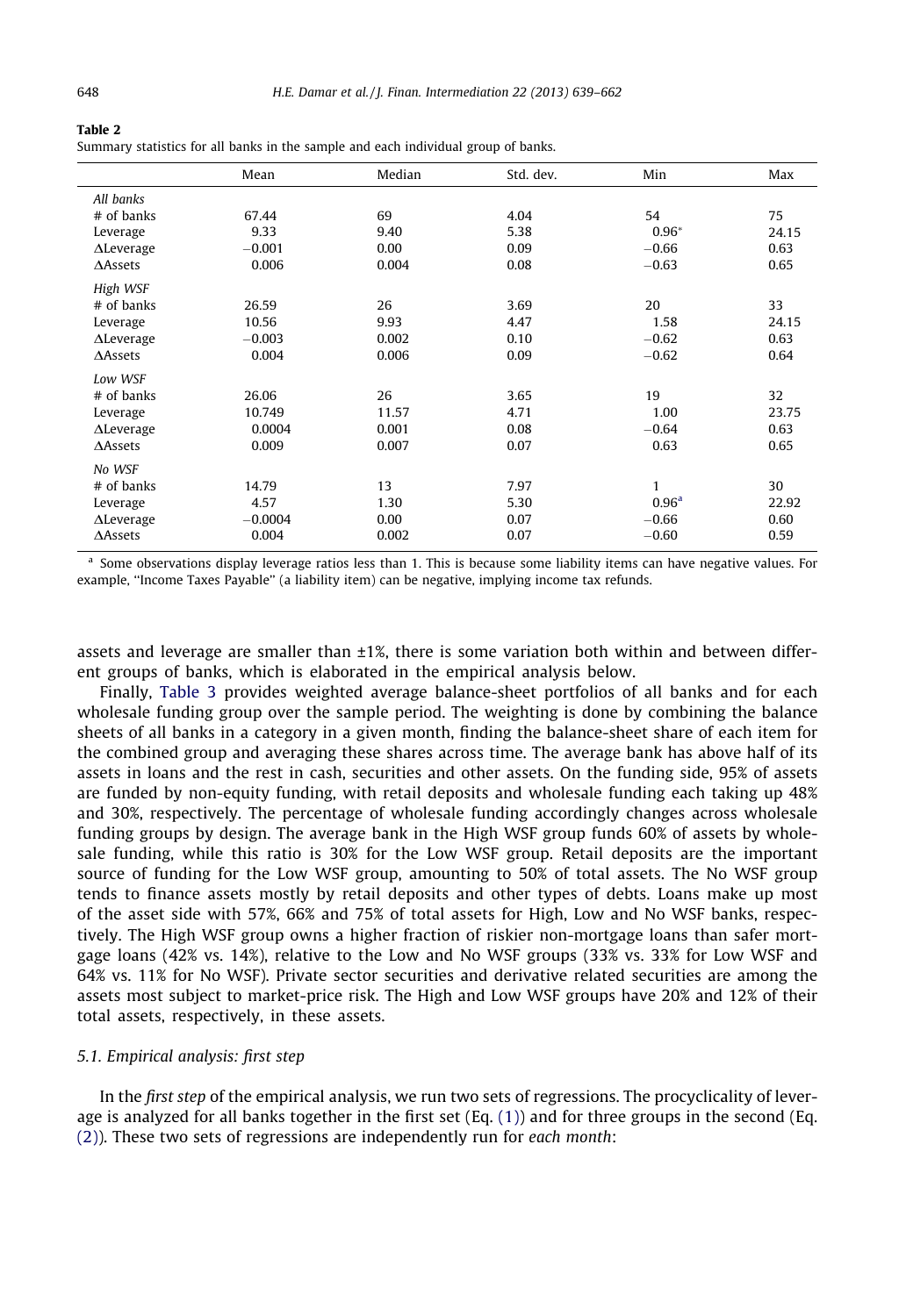**Table 2**
Summary statistics for all banks in the sample and each individual group of banks.

| | Mean | Median | Std. dev. | Min | Max |
|---|---|---|---|---|---|
| *All banks* | | | | | |
| # of banks | 67.44 | 69 | 4.04 | 54 | 75 |
| Leverage | 9.33 | 9.40 | 5.38 | 0.96* | 24.15 |
| ΔLeverage | −0.001 | 0.00 | 0.09 | −0.66 | 0.63 |
| ΔAssets | 0.006 | 0.004 | 0.08 | −0.63 | 0.65 |
| *High WSF* | | | | | |
| # of banks | 26.59 | 26 | 3.69 | 20 | 33 |
| Leverage | 10.56 | 9.93 | 4.47 | 1.58 | 24.15 |
| ΔLeverage | −0.003 | 0.002 | 0.10 | −0.62 | 0.63 |
| ΔAssets | 0.004 | 0.006 | 0.09 | −0.62 | 0.64 |
| *Low WSF* | | | | | |
| # of banks | 26.06 | 26 | 3.65 | 19 | 32 |
| Leverage | 10.749 | 11.57 | 4.71 | 1.00 | 23.75 |
| ΔLeverage | 0.0004 | 0.001 | 0.08 | −0.64 | 0.63 |
| ΔAssets | 0.009 | 0.007 | 0.07 | 0.63 | 0.65 |
| *No WSF* | | | | | |
| # of banks | 14.79 | 13 | 7.97 | 1 | 30 |
| Leverage | 4.57 | 1.30 | 5.30 | 0.96[a] | 22.92 |
| ΔLeverage | −0.0004 | 0.00 | 0.07 | −0.66 | 0.60 |
| ΔAssets | 0.004 | 0.002 | 0.07 | −0.60 | 0.59 |

[a] Some observations display leverage ratios less than 1. This is because some liability items can have negative values. For example, "Income Taxes Payable" (a liability item) can be negative, implying income tax refunds.

assets and leverage are smaller than ±1%, there is some variation both within and between different groups of banks, which is elaborated in the empirical analysis below.

Finally, Table 3 provides weighted average balance-sheet portfolios of all banks and for each wholesale funding group over the sample period. The weighting is done by combining the balance sheets of all banks in a category in a given month, finding the balance-sheet share of each item for the combined group and averaging these shares across time. The average bank has above half of its assets in loans and the rest in cash, securities and other assets. On the funding side, 95% of assets are funded by non-equity funding, with retail deposits and wholesale funding each taking up 48% and 30%, respectively. The percentage of wholesale funding accordingly changes across wholesale funding groups by design. The average bank in the High WSF group funds 60% of assets by wholesale funding, while this ratio is 30% for the Low WSF group. Retail deposits are the important source of funding for the Low WSF group, amounting to 50% of total assets. The No WSF group tends to finance assets mostly by retail deposits and other types of debts. Loans make up most of the asset side with 57%, 66% and 75% of total assets for High, Low and No WSF banks, respectively. The High WSF group owns a higher fraction of riskier non-mortgage loans than safer mortgage loans (42% vs. 14%), relative to the Low and No WSF groups (33% vs. 33% for Low WSF and 64% vs. 11% for No WSF). Private sector securities and derivative related securities are among the assets most subject to market-price risk. The High and Low WSF groups have 20% and 12% of their total assets, respectively, in these assets.

### 5.1. Empirical analysis: first step

In the *first step* of the empirical analysis, we run two sets of regressions. The procyclicality of leverage is analyzed for all banks together in the first set (Eq. (1)) and for three groups in the second (Eq. (2)). These two sets of regressions are independently run for *each month*: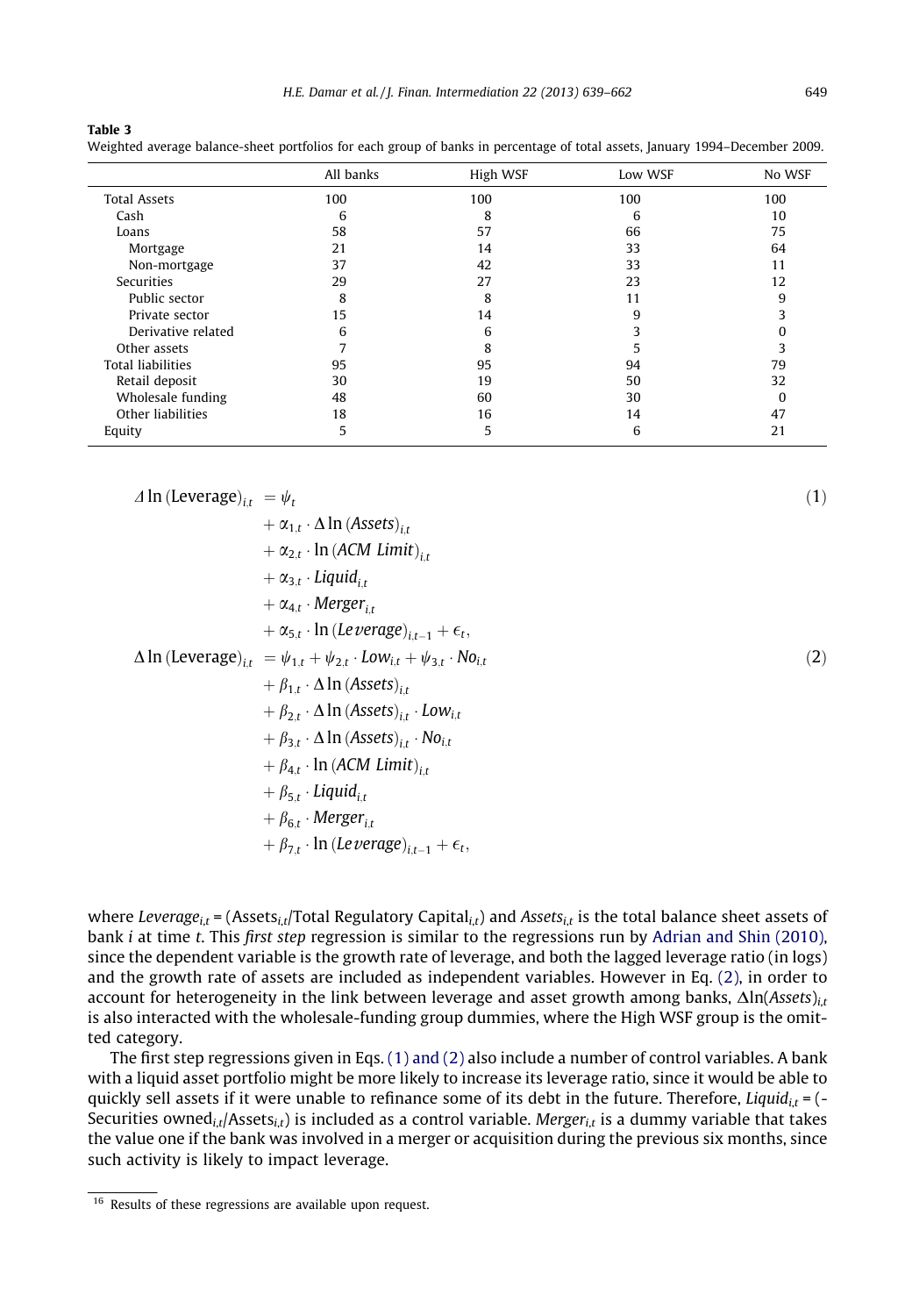**Table 3**
Weighted average balance-sheet portfolios for each group of banks in percentage of total assets, January 1994–December 2009.

| | All banks | High WSF | Low WSF | No WSF |
|---|---|---|---|---|
| Total Assets | 100 | 100 | 100 | 100 |
| Cash | 6 | 8 | 6 | 10 |
| Loans | 58 | 57 | 66 | 75 |
| Mortgage | 21 | 14 | 33 | 64 |
| Non-mortgage | 37 | 42 | 33 | 11 |
| Securities | 29 | 27 | 23 | 12 |
| Public sector | 8 | 8 | 11 | 9 |
| Private sector | 15 | 14 | 9 | 3 |
| Derivative related | 6 | 6 | 3 | 0 |
| Other assets | 7 | 8 | 5 | 3 |
| Total liabilities | 95 | 95 | 94 | 79 |
| Retail deposit | 30 | 19 | 50 | 32 |
| Wholesale funding | 48 | 60 | 30 | 0 |
| Other liabilities | 18 | 16 | 14 | 47 |
| Equity | 5 | 5 | 6 | 21 |

$$
\begin{aligned}
\Delta \ln(\text{Leverage})_{i,t} = \; & \psi_t \\
& + \alpha_{1,t} \cdot \Delta \ln(\mathit{Assets})_{i,t} \\
& + \alpha_{2,t} \cdot \ln(\mathit{ACM\ Limit})_{i,t} \\
& + \alpha_{3,t} \cdot \mathit{Liquid}_{i,t} \\
& + \alpha_{4,t} \cdot \mathit{Merger}_{i,t} \\
& + \alpha_{5,t} \cdot \ln(\mathit{Leverage})_{i,t-1} + \epsilon_t,
\end{aligned}
\tag{1}
$$

$$
\begin{aligned}
\Delta \ln(\text{Leverage})_{i,t} = \; & \psi_{1,t} + \psi_{2,t} \cdot \mathit{Low}_{i,t} + \psi_{3,t} \cdot \mathit{No}_{i,t} \\
& + \beta_{1,t} \cdot \Delta \ln(\mathit{Assets})_{i,t} \\
& + \beta_{2,t} \cdot \Delta \ln(\mathit{Assets})_{i,t} \cdot \mathit{Low}_{i,t} \\
& + \beta_{3,t} \cdot \Delta \ln(\mathit{Assets})_{i,t} \cdot \mathit{No}_{i,t} \\
& + \beta_{4,t} \cdot \ln(\mathit{ACM\ Limit})_{i,t} \\
& + \beta_{5,t} \cdot \mathit{Liquid}_{i,t} \\
& + \beta_{6,t} \cdot \mathit{Merger}_{i,t} \\
& + \beta_{7,t} \cdot \ln(\mathit{Leverage})_{i,t-1} + \epsilon_t,
\end{aligned}
\tag{2}
$$

where $\mathit{Leverage}_{i,t}$ = ($\mathit{Assets}_{i,t}$/Total Regulatory $\mathit{Capital}_{i,t}$) and $\mathit{Assets}_{i,t}$ is the total balance sheet assets of bank $i$ at time $t$. This *first step* regression is similar to the regressions run by Adrian and Shin (2010), since the dependent variable is the growth rate of leverage, and both the lagged leverage ratio (in logs) and the growth rate of assets are included as independent variables. However in Eq. (2), in order to account for heterogeneity in the link between leverage and asset growth among banks, $\Delta\ln(\mathit{Assets})_{i,t}$ is also interacted with the wholesale-funding group dummies, where the High WSF group is the omitted category.

The first step regressions given in Eqs. (1) and (2) also include a number of control variables. A bank with a liquid asset portfolio might be more likely to increase its leverage ratio, since it would be able to quickly sell assets if it were unable to refinance some of its debt in the future. Therefore, $\mathit{Liquid}_{i,t}$ = (-Securities $\text{owned}_{i,t}$/$\mathit{Assets}_{i,t}$) is included as a control variable. $\mathit{Merger}_{i,t}$ is a dummy variable that takes the value one if the bank was involved in a merger or acquisition during the previous six months, since such activity is likely to impact leverage.

[16] Results of these regressions are available upon request.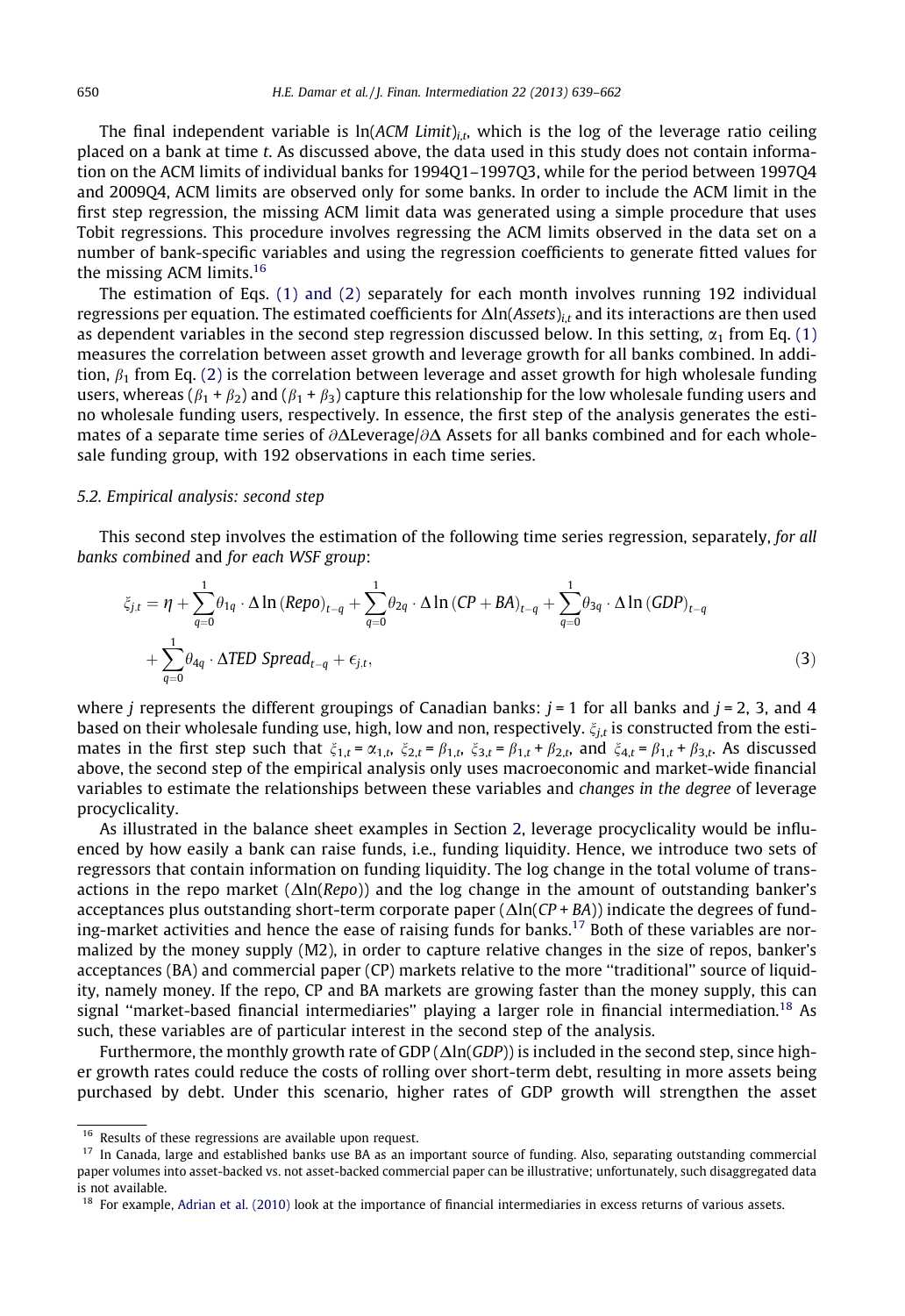The final independent variable is $\ln(ACM\ Limit)_{i,t}$, which is the log of the leverage ratio ceiling placed on a bank at time $t$. As discussed above, the data used in this study does not contain information on the ACM limits of individual banks for 1994Q1–1997Q3, while for the period between 1997Q4 and 2009Q4, ACM limits are observed only for some banks. In order to include the ACM limit in the first step regression, the missing ACM limit data was generated using a simple procedure that uses Tobit regressions. This procedure involves regressing the ACM limits observed in the data set on a number of bank-specific variables and using the regression coefficients to generate fitted values for the missing ACM limits.[16]

The estimation of Eqs. (1) and (2) separately for each month involves running 192 individual regressions per equation. The estimated coefficients for $\Delta\ln(Assets)_{i,t}$ and its interactions are then used as dependent variables in the second step regression discussed below. In this setting, $\alpha_1$ from Eq. (1) measures the correlation between asset growth and leverage growth for all banks combined. In addition, $\beta_1$ from Eq. (2) is the correlation between leverage and asset growth for high wholesale funding users, whereas $(\beta_1 + \beta_2)$ and $(\beta_1 + \beta_3)$ capture this relationship for the low wholesale funding users and no wholesale funding users, respectively. In essence, the first step of the analysis generates the estimates of a separate time series of $\partial\Delta\text{Leverage}/\partial\Delta$ Assets for all banks combined and for each wholesale funding group, with 192 observations in each time series.

### 5.2. Empirical analysis: second step

This second step involves the estimation of the following time series regression, separately, *for all banks combined* and *for each WSF group*:

$$\xi_{j,t} = \eta + \sum_{q=0}^{1}\theta_{1q}\cdot\Delta\ln(Repo)_{t-q} + \sum_{q=0}^{1}\theta_{2q}\cdot\Delta\ln(CP+BA)_{t-q} + \sum_{q=0}^{1}\theta_{3q}\cdot\Delta\ln(GDP)_{t-q} + \sum_{q=0}^{1}\theta_{4q}\cdot\Delta TED\ Spread_{t-q} + \epsilon_{j,t}, \tag{3}$$

where $j$ represents the different groupings of Canadian banks: $j = 1$ for all banks and $j = 2$, 3, and 4 based on their wholesale funding use, high, low and non, respectively. $\xi_{j,t}$ is constructed from the estimates in the first step such that $\xi_{1,t} = \alpha_{1,t}$, $\xi_{2,t} = \beta_{1,t}$, $\xi_{3,t} = \beta_{1,t} + \beta_{2,t}$, and $\xi_{4,t} = \beta_{1,t} + \beta_{3,t}$. As discussed above, the second step of the empirical analysis only uses macroeconomic and market-wide financial variables to estimate the relationships between these variables and *changes in the degree* of leverage procyclicality.

As illustrated in the balance sheet examples in Section 2, leverage procyclicality would be influenced by how easily a bank can raise funds, i.e., funding liquidity. Hence, we introduce two sets of regressors that contain information on funding liquidity. The log change in the total volume of transactions in the repo market ($\Delta\ln(Repo)$) and the log change in the amount of outstanding banker's acceptances plus outstanding short-term corporate paper ($\Delta\ln(CP + BA)$) indicate the degrees of funding-market activities and hence the ease of raising funds for banks.[17] Both of these variables are normalized by the money supply (M2), in order to capture relative changes in the size of repos, banker's acceptances (BA) and commercial paper (CP) markets relative to the more "traditional" source of liquidity, namely money. If the repo, CP and BA markets are growing faster than the money supply, this can signal "market-based financial intermediaries" playing a larger role in financial intermediation.[18] As such, these variables are of particular interest in the second step of the analysis.

Furthermore, the monthly growth rate of GDP ($\Delta\ln(GDP)$) is included in the second step, since higher growth rates could reduce the costs of rolling over short-term debt, resulting in more assets being purchased by debt. Under this scenario, higher rates of GDP growth will strengthen the asset

---

[16] Results of these regressions are available upon request.

[17] In Canada, large and established banks use BA as an important source of funding. Also, separating outstanding commercial paper volumes into asset-backed vs. not asset-backed commercial paper can be illustrative; unfortunately, such disaggregated data is not available.

[18] For example, Adrian et al. (2010) look at the importance of financial intermediaries in excess returns of various assets.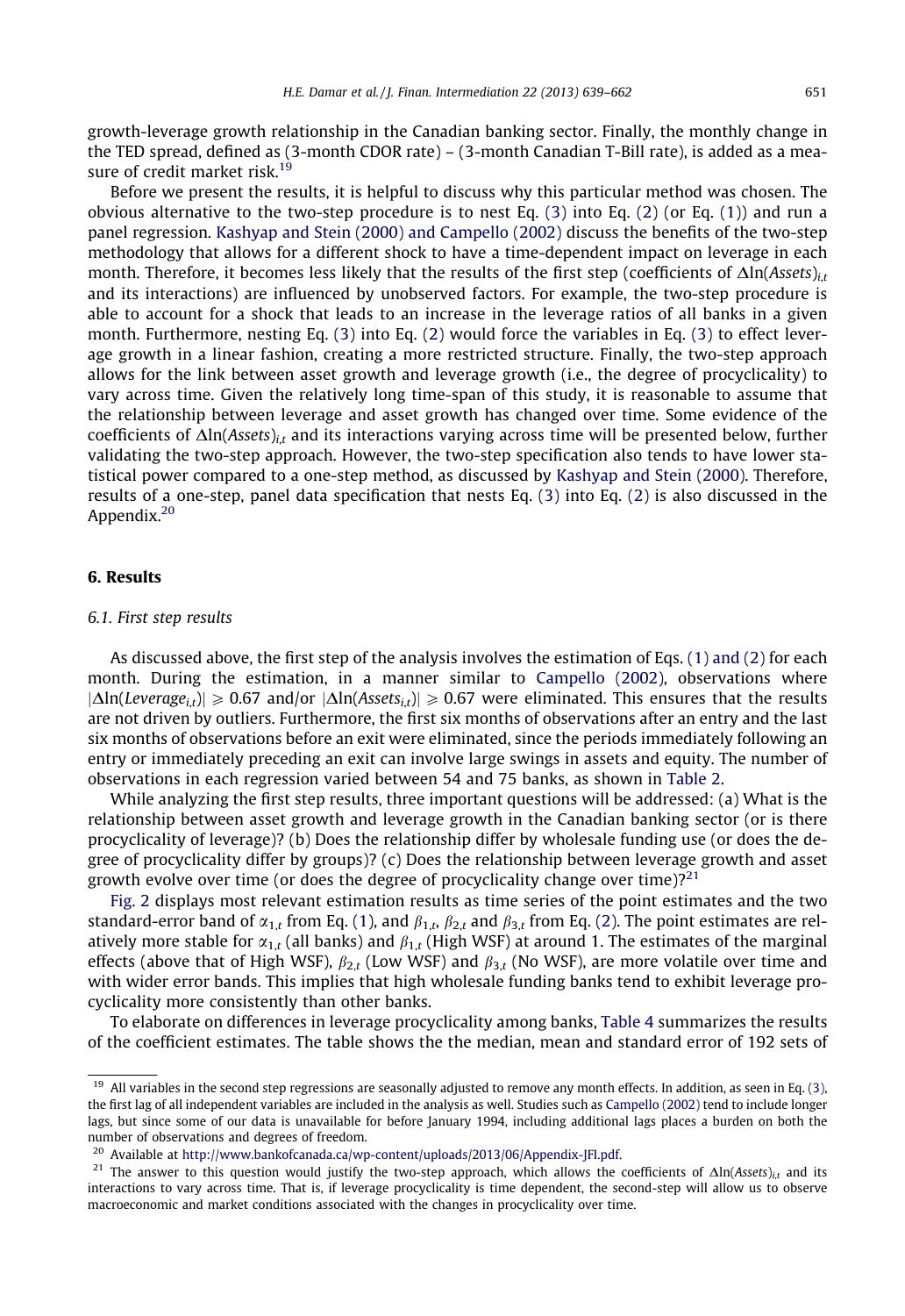growth-leverage growth relationship in the Canadian banking sector. Finally, the monthly change in the TED spread, defined as (3-month CDOR rate) – (3-month Canadian T-Bill rate), is added as a measure of credit market risk.[19]

Before we present the results, it is helpful to discuss why this particular method was chosen. The obvious alternative to the two-step procedure is to nest Eq. (3) into Eq. (2) (or Eq. (1)) and run a panel regression. Kashyap and Stein (2000) and Campello (2002) discuss the benefits of the two-step methodology that allows for a different shock to have a time-dependent impact on leverage in each month. Therefore, it becomes less likely that the results of the first step (coefficients of $\Delta\ln(Assets)_{i,t}$ and its interactions) are influenced by unobserved factors. For example, the two-step procedure is able to account for a shock that leads to an increase in the leverage ratios of all banks in a given month. Furthermore, nesting Eq. (3) into Eq. (2) would force the variables in Eq. (3) to effect leverage growth in a linear fashion, creating a more restricted structure. Finally, the two-step approach allows for the link between asset growth and leverage growth (i.e., the degree of procyclicality) to vary across time. Given the relatively long time-span of this study, it is reasonable to assume that the relationship between leverage and asset growth has changed over time. Some evidence of the coefficients of $\Delta\ln(Assets)_{i,t}$ and its interactions varying across time will be presented below, further validating the two-step approach. However, the two-step specification also tends to have lower statistical power compared to a one-step method, as discussed by Kashyap and Stein (2000). Therefore, results of a one-step, panel data specification that nests Eq. (3) into Eq. (2) is also discussed in the Appendix.[20]

## 6. Results

### 6.1. First step results

As discussed above, the first step of the analysis involves the estimation of Eqs. (1) and (2) for each month. During the estimation, in a manner similar to Campello (2002), observations where $|\Delta\ln(Leverage_{i,t})| \geqslant 0.67$ and/or $|\Delta\ln(Assets_{i,t})| \geqslant 0.67$ were eliminated. This ensures that the results are not driven by outliers. Furthermore, the first six months of observations after an entry and the last six months of observations before an exit were eliminated, since the periods immediately following an entry or immediately preceding an exit can involve large swings in assets and equity. The number of observations in each regression varied between 54 and 75 banks, as shown in Table 2.

While analyzing the first step results, three important questions will be addressed: (a) What is the relationship between asset growth and leverage growth in the Canadian banking sector (or is there procyclicality of leverage)? (b) Does the relationship differ by wholesale funding use (or does the degree of procyclicality differ by groups)? (c) Does the relationship between leverage growth and asset growth evolve over time (or does the degree of procyclicality change over time)?[21]

Fig. 2 displays most relevant estimation results as time series of the point estimates and the two standard-error band of $\alpha_{1,t}$ from Eq. (1), and $\beta_{1,t}$, $\beta_{2,t}$ and $\beta_{3,t}$ from Eq. (2). The point estimates are relatively more stable for $\alpha_{1,t}$ (all banks) and $\beta_{1,t}$ (High WSF) at around 1. The estimates of the marginal effects (above that of High WSF), $\beta_{2,t}$ (Low WSF) and $\beta_{3,t}$ (No WSF), are more volatile over time and with wider error bands. This implies that high wholesale funding banks tend to exhibit leverage procyclicality more consistently than other banks.

To elaborate on differences in leverage procyclicality among banks, Table 4 summarizes the results of the coefficient estimates. The table shows the the median, mean and standard error of 192 sets of

[19] All variables in the second step regressions are seasonally adjusted to remove any month effects. In addition, as seen in Eq. (3), the first lag of all independent variables are included in the analysis as well. Studies such as Campello (2002) tend to include longer lags, but since some of our data is unavailable for before January 1994, including additional lags places a burden on both the number of observations and degrees of freedom.

[20] Available at http://www.bankofcanada.ca/wp-content/uploads/2013/06/Appendix-JFI.pdf.

[21] The answer to this question would justify the two-step approach, which allows the coefficients of $\Delta\ln(Assets)_{i,t}$ and its interactions to vary across time. That is, if leverage procyclicality is time dependent, the second-step will allow us to observe macroeconomic and market conditions associated with the changes in procyclicality over time.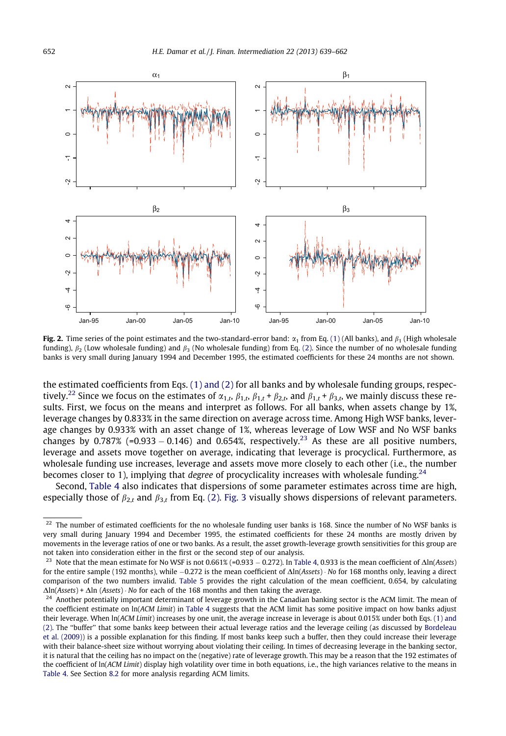**Fig. 2.** Time series of the point estimates and the two-standard-error band: $\alpha_1$ from Eq. (1) (All banks), and $\beta_1$ (High wholesale funding), $\beta_2$ (Low wholesale funding) and $\beta_3$ (No wholesale funding) from Eq. (2). Since the number of no wholesale funding banks is very small during January 1994 and December 1995, the estimated coefficients for these 24 months are not shown.

the estimated coefficients from Eqs. (1) and (2) for all banks and by wholesale funding groups, respectively.[22] Since we focus on the estimates of $\alpha_{1,t}$, $\beta_{1,t}$, $\beta_{1,t} + \beta_{2,t}$, and $\beta_{1,t} + \beta_{3,t}$, we mainly discuss these results. First, we focus on the means and interpret as follows. For all banks, when assets change by 1%, leverage changes by 0.833% in the same direction on average across time. Among High WSF banks, leverage changes by 0.933% with an asset change of 1%, whereas leverage of Low WSF and No WSF banks changes by 0.787% (=0.933 − 0.146) and 0.654%, respectively.[23] As these are all positive numbers, leverage and assets move together on average, indicating that leverage is procyclical. Furthermore, as wholesale funding use increases, leverage and assets move more closely to each other (i.e., the number becomes closer to 1), implying that *degree* of procyclicality increases with wholesale funding.[24]

Second, Table 4 also indicates that dispersions of some parameter estimates across time are high, especially those of $\beta_{2,t}$ and $\beta_{3,t}$ from Eq. (2). Fig. 3 visually shows dispersions of relevant parameters.

---

[22] The number of estimated coefficients for the no wholesale funding user banks is 168. Since the number of No WSF banks is very small during January 1994 and December 1995, the estimated coefficients for these 24 months are mostly driven by movements in the leverage ratios of one or two banks. As a result, the asset growth-leverage growth sensitivities for this group are not taken into consideration either in the first or the second step of our analysis.

[23] Note that the mean estimate for No WSF is not 0.661% (=0.933 − 0.272). In Table 4, 0.933 is the mean coefficient of $\Delta\ln(Assets)$ for the entire sample (192 months), while −0.272 is the mean coefficient of $\Delta\ln(Assets) \cdot No$ for 168 months only, leaving a direct comparison of the two numbers invalid. Table 5 provides the right calculation of the mean coefficient, 0.654, by calculating $\Delta\ln(Assets) + \Delta\ln(Assets) \cdot No$ for each of the 168 months and then taking the average.

[24] Another potentially important determinant of leverage growth in the Canadian banking sector is the ACM limit. The mean of the coefficient estimate on ln(*ACM Limit*) in Table 4 suggests that the ACM limit has some positive impact on how banks adjust their leverage. When ln(*ACM Limit*) increases by one unit, the average increase in leverage is about 0.015% under both Eqs. (1) and (2). The "buffer" that some banks keep between their actual leverage ratios and the leverage ceiling (as discussed by Bordeleau et al. (2009)) is a possible explanation for this finding. If most banks keep such a buffer, then they could increase their leverage with their balance-sheet size without worrying about violating their ceiling. In times of decreasing leverage in the banking sector, it is natural that the ceiling has no impact on the (negative) rate of leverage growth. This may be a reason that the 192 estimates of the coefficient of ln(*ACM Limit*) display high volatility over time in both equations, i.e., the high variances relative to the means in Table 4. See Section 8.2 for more analysis regarding ACM limits.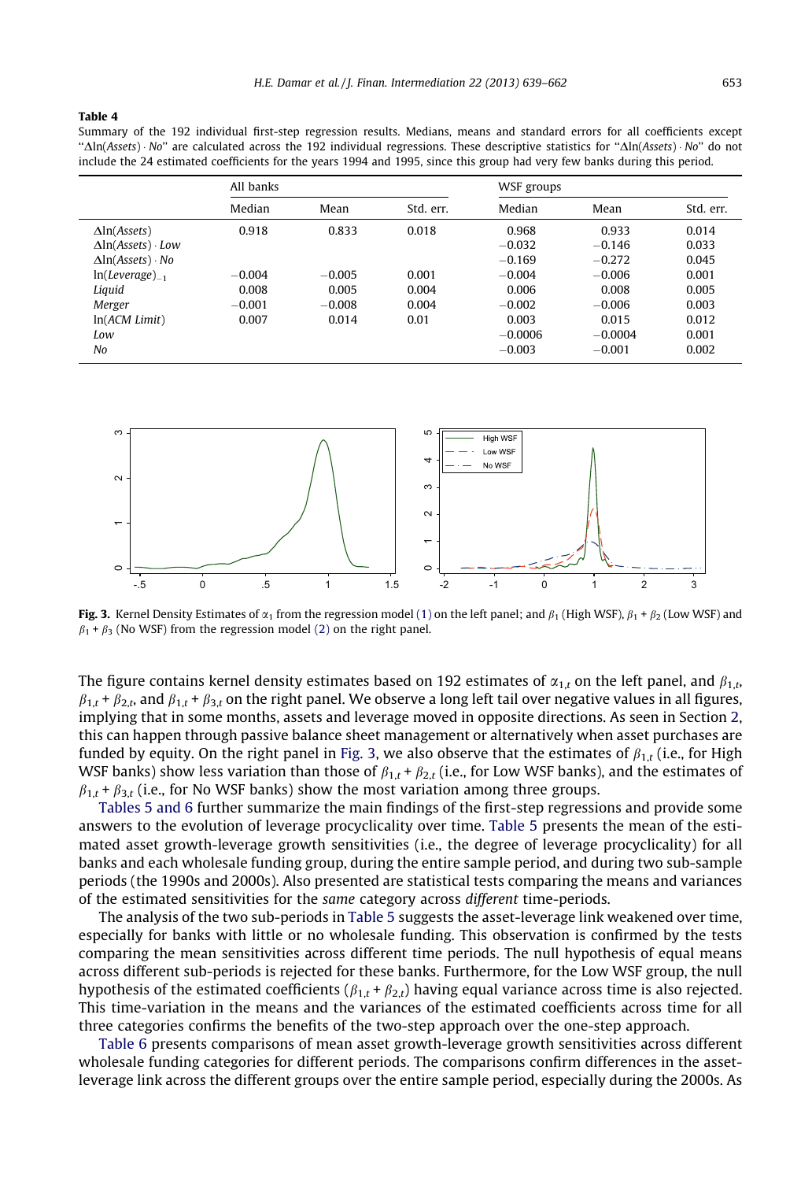**Table 4**

Summary of the 192 individual first-step regression results. Medians, means and standard errors for all coefficients except "$\Delta\ln(Assets) \cdot No$" are calculated across the 192 individual regressions. These descriptive statistics for "$\Delta\ln(Assets) \cdot No$" do not include the 24 estimated coefficients for the years 1994 and 1995, since this group had very few banks during this period.

| | All banks | | | WSF groups | | |
|---|---|---|---|---|---|---|
| | Median | Mean | Std. err. | Median | Mean | Std. err. |
| $\Delta\ln(Assets)$ | 0.918 | 0.833 | 0.018 | 0.968 | 0.933 | 0.014 |
| $\Delta\ln(Assets) \cdot Low$ | | | | −0.032 | −0.146 | 0.033 |
| $\Delta\ln(Assets) \cdot No$ | | | | −0.169 | −0.272 | 0.045 |
| $\ln(Leverage)_{-1}$ | −0.004 | −0.005 | 0.001 | −0.004 | −0.006 | 0.001 |
| *Liquid* | 0.008 | 0.005 | 0.004 | 0.006 | 0.008 | 0.005 |
| *Merger* | −0.001 | −0.008 | 0.004 | −0.002 | −0.006 | 0.003 |
| $\ln(ACM\ Limit)$ | 0.007 | 0.014 | 0.01 | 0.003 | 0.015 | 0.012 |
| *Low* | | | | −0.0006 | −0.0004 | 0.001 |
| *No* | | | | −0.003 | −0.001 | 0.002 |

**Fig. 3.** Kernel Density Estimates of $\alpha_1$ from the regression model (1) on the left panel; and $\beta_1$ (High WSF), $\beta_1 + \beta_2$ (Low WSF) and $\beta_1 + \beta_3$ (No WSF) from the regression model (2) on the right panel.

The figure contains kernel density estimates based on 192 estimates of $\alpha_{1,t}$ on the left panel, and $\beta_{1,t}$, $\beta_{1,t} + \beta_{2,t}$, and $\beta_{1,t} + \beta_{3,t}$ on the right panel. We observe a long left tail over negative values in all figures, implying that in some months, assets and leverage moved in opposite directions. As seen in Section 2, this can happen through passive balance sheet management or alternatively when asset purchases are funded by equity. On the right panel in Fig. 3, we also observe that the estimates of $\beta_{1,t}$ (i.e., for High WSF banks) show less variation than those of $\beta_{1,t} + \beta_{2,t}$ (i.e., for Low WSF banks), and the estimates of $\beta_{1,t} + \beta_{3,t}$ (i.e., for No WSF banks) show the most variation among three groups.

Tables 5 and 6 further summarize the main findings of the first-step regressions and provide some answers to the evolution of leverage procyclicality over time. Table 5 presents the mean of the estimated asset growth-leverage growth sensitivities (i.e., the degree of leverage procyclicality) for all banks and each wholesale funding group, during the entire sample period, and during two sub-sample periods (the 1990s and 2000s). Also presented are statistical tests comparing the means and variances of the estimated sensitivities for the *same* category across *different* time-periods.

The analysis of the two sub-periods in Table 5 suggests the asset-leverage link weakened over time, especially for banks with little or no wholesale funding. This observation is confirmed by the tests comparing the mean sensitivities across different time periods. The null hypothesis of equal means across different sub-periods is rejected for these banks. Furthermore, for the Low WSF group, the null hypothesis of the estimated coefficients ($\beta_{1,t} + \beta_{2,t}$) having equal variance across time is also rejected. This time-variation in the means and the variances of the estimated coefficients across time for all three categories confirms the benefits of the two-step approach over the one-step approach.

Table 6 presents comparisons of mean asset growth-leverage growth sensitivities across different wholesale funding categories for different periods. The comparisons confirm differences in the asset-leverage link across the different groups over the entire sample period, especially during the 2000s. As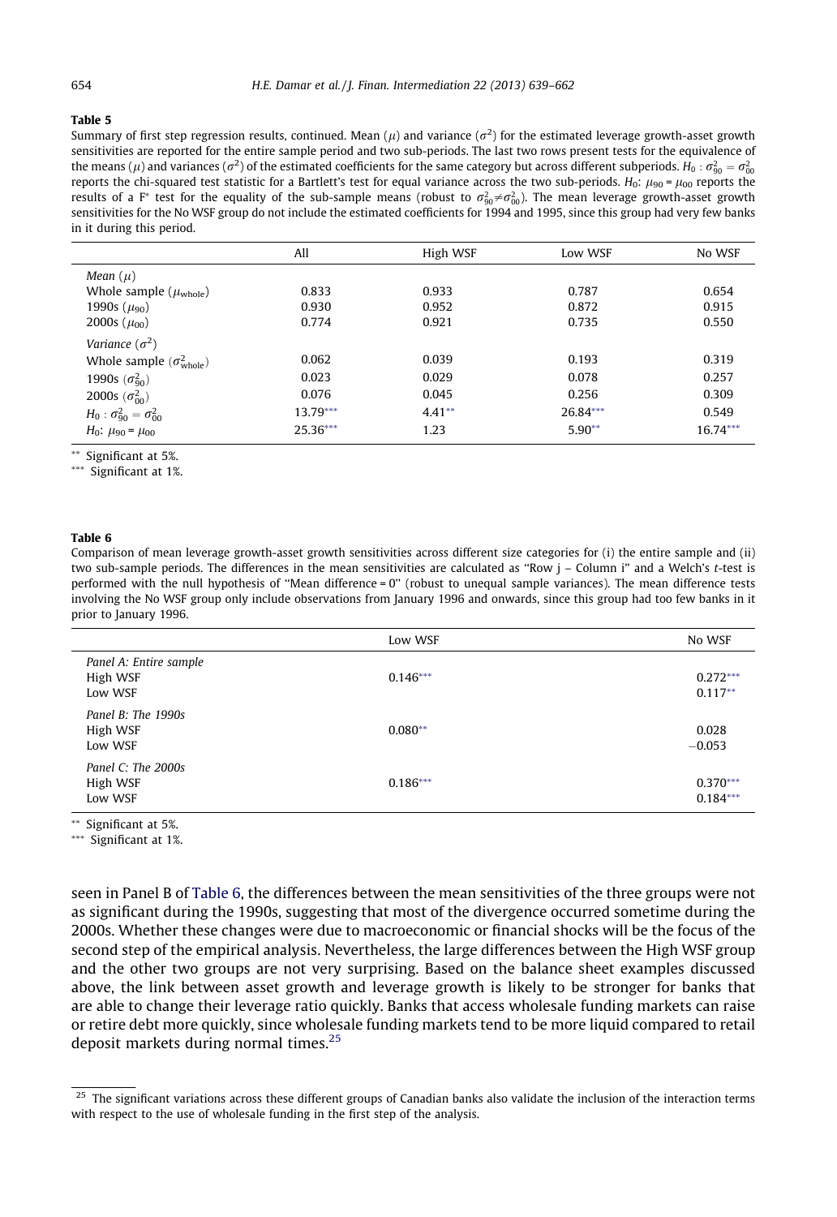**Table 5**

Summary of first step regression results, continued. Mean ($\mu$) and variance ($\sigma^2$) for the estimated leverage growth-asset growth sensitivities are reported for the entire sample period and two sub-periods. The last two rows present tests for the equivalence of the means ($\mu$) and variances ($\sigma^2$) of the estimated coefficients for the same category but across different subperiods. $H_0: \sigma^2_{90} = \sigma^2_{00}$ reports the chi-squared test statistic for a Bartlett's test for equal variance across the two sub-periods. $H_0$: $\mu_{90} = \mu_{00}$ reports the results of a F* test for the equality of the sub-sample means (robust to $\sigma^2_{90} \neq \sigma^2_{00}$). The mean leverage growth-asset growth sensitivities for the No WSF group do not include the estimated coefficients for 1994 and 1995, since this group had very few banks in it during this period.

| | All | High WSF | Low WSF | No WSF |
|---|---|---|---|---|
| *Mean* ($\mu$) | | | | |
| Whole sample ($\mu_{\text{whole}}$) | 0.833 | 0.933 | 0.787 | 0.654 |
| 1990s ($\mu_{90}$) | 0.930 | 0.952 | 0.872 | 0.915 |
| 2000s ($\mu_{00}$) | 0.774 | 0.921 | 0.735 | 0.550 |
| *Variance* ($\sigma^2$) | | | | |
| Whole sample ($\sigma^2_{\text{whole}}$) | 0.062 | 0.039 | 0.193 | 0.319 |
| 1990s ($\sigma^2_{90}$) | 0.023 | 0.029 | 0.078 | 0.257 |
| 2000s ($\sigma^2_{00}$) | 0.076 | 0.045 | 0.256 | 0.309 |
| $H_0: \sigma^2_{90} = \sigma^2_{00}$ | 13.79*** | 4.41** | 26.84*** | 0.549 |
| $H_0$: $\mu_{90} = \mu_{00}$ | 25.36*** | 1.23 | 5.90** | 16.74*** |

** Significant at 5%.

*** Significant at 1%.

**Table 6**

Comparison of mean leverage growth-asset growth sensitivities across different size categories for (i) the entire sample and (ii) two sub-sample periods. The differences in the mean sensitivities are calculated as "Row j – Column i" and a Welch's *t*-test is performed with the null hypothesis of "Mean difference = 0" (robust to unequal sample variances). The mean difference tests involving the No WSF group only include observations from January 1996 and onwards, since this group had too few banks in it prior to January 1996.

| | Low WSF | No WSF |
|---|---|---|
| *Panel A: Entire sample* | | |
| High WSF | 0.146*** | 0.272*** |
| Low WSF | | 0.117** |
| *Panel B: The 1990s* | | |
| High WSF | 0.080** | 0.028 |
| Low WSF | | −0.053 |
| *Panel C: The 2000s* | | |
| High WSF | 0.186*** | 0.370*** |
| Low WSF | | 0.184*** |

** Significant at 5%.

*** Significant at 1%.

seen in Panel B of Table 6, the differences between the mean sensitivities of the three groups were not as significant during the 1990s, suggesting that most of the divergence occurred sometime during the 2000s. Whether these changes were due to macroeconomic or financial shocks will be the focus of the second step of the empirical analysis. Nevertheless, the large differences between the High WSF group and the other two groups are not very surprising. Based on the balance sheet examples discussed above, the link between asset growth and leverage growth is likely to be stronger for banks that are able to change their leverage ratio quickly. Banks that access wholesale funding markets can raise or retire debt more quickly, since wholesale funding markets tend to be more liquid compared to retail deposit markets during normal times.[25]

[25] The significant variations across these different groups of Canadian banks also validate the inclusion of the interaction terms with respect to the use of wholesale funding in the first step of the analysis.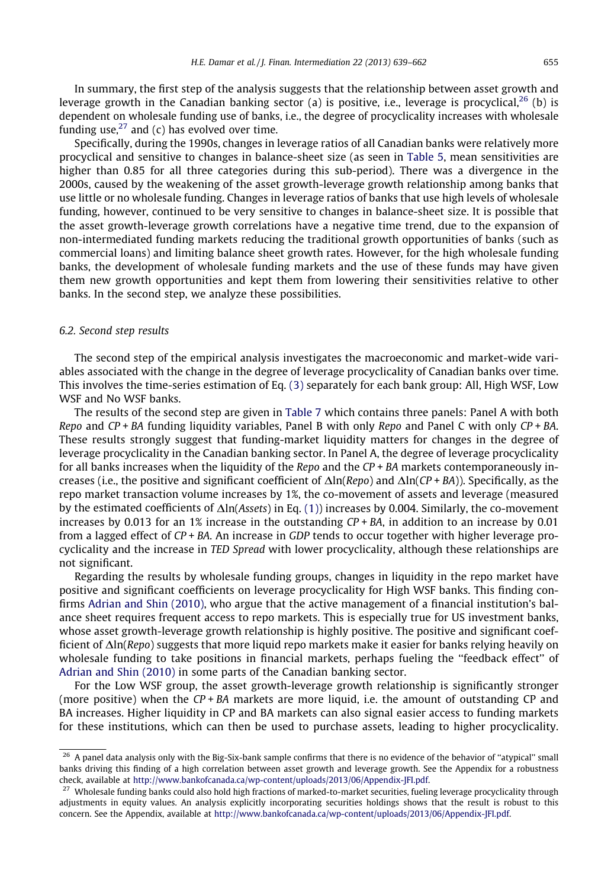In summary, the first step of the analysis suggests that the relationship between asset growth and leverage growth in the Canadian banking sector (a) is positive, i.e., leverage is procyclical,[26] (b) is dependent on wholesale funding use of banks, i.e., the degree of procyclicality increases with wholesale funding use,[27] and (c) has evolved over time.

Specifically, during the 1990s, changes in leverage ratios of all Canadian banks were relatively more procyclical and sensitive to changes in balance-sheet size (as seen in Table 5, mean sensitivities are higher than 0.85 for all three categories during this sub-period). There was a divergence in the 2000s, caused by the weakening of the asset growth-leverage growth relationship among banks that use little or no wholesale funding. Changes in leverage ratios of banks that use high levels of wholesale funding, however, continued to be very sensitive to changes in balance-sheet size. It is possible that the asset growth-leverage growth correlations have a negative time trend, due to the expansion of non-intermediated funding markets reducing the traditional growth opportunities of banks (such as commercial loans) and limiting balance sheet growth rates. However, for the high wholesale funding banks, the development of wholesale funding markets and the use of these funds may have given them new growth opportunities and kept them from lowering their sensitivities relative to other banks. In the second step, we analyze these possibilities.

### 6.2. Second step results

The second step of the empirical analysis investigates the macroeconomic and market-wide variables associated with the change in the degree of leverage procyclicality of Canadian banks over time. This involves the time-series estimation of Eq. (3) separately for each bank group: All, High WSF, Low WSF and No WSF banks.

The results of the second step are given in Table 7 which contains three panels: Panel A with both *Repo* and *CP + BA* funding liquidity variables, Panel B with only *Repo* and Panel C with only *CP + BA*. These results strongly suggest that funding-market liquidity matters for changes in the degree of leverage procyclicality in the Canadian banking sector. In Panel A, the degree of leverage procyclicality for all banks increases when the liquidity of the *Repo* and the *CP + BA* markets contemporaneously increases (i.e., the positive and significant coefficient of $\Delta\ln(Repo)$ and $\Delta\ln(CP + BA)$). Specifically, as the repo market transaction volume increases by 1%, the co-movement of assets and leverage (measured by the estimated coefficients of $\Delta\ln(Assets)$ in Eq. (1)) increases by 0.004. Similarly, the co-movement increases by 0.013 for an 1% increase in the outstanding *CP + BA*, in addition to an increase by 0.01 from a lagged effect of *CP + BA*. An increase in *GDP* tends to occur together with higher leverage procyclicality and the increase in *TED Spread* with lower procyclicality, although these relationships are not significant.

Regarding the results by wholesale funding groups, changes in liquidity in the repo market have positive and significant coefficients on leverage procyclicality for High WSF banks. This finding confirms Adrian and Shin (2010), who argue that the active management of a financial institution's balance sheet requires frequent access to repo markets. This is especially true for US investment banks, whose asset growth-leverage growth relationship is highly positive. The positive and significant coefficient of $\Delta\ln(Repo)$ suggests that more liquid repo markets make it easier for banks relying heavily on wholesale funding to take positions in financial markets, perhaps fueling the "feedback effect" of Adrian and Shin (2010) in some parts of the Canadian banking sector.

For the Low WSF group, the asset growth-leverage growth relationship is significantly stronger (more positive) when the *CP + BA* markets are more liquid, i.e. the amount of outstanding CP and BA increases. Higher liquidity in CP and BA markets can also signal easier access to funding markets for these institutions, which can then be used to purchase assets, leading to higher procyclicality.

[26] A panel data analysis only with the Big-Six-bank sample confirms that there is no evidence of the behavior of "atypical" small banks driving this finding of a high correlation between asset growth and leverage growth. See the Appendix for a robustness check, available at http://www.bankofcanada.ca/wp-content/uploads/2013/06/Appendix-JFI.pdf.

[27] Wholesale funding banks could also hold high fractions of marked-to-market securities, fueling leverage procyclicality through adjustments in equity values. An analysis explicitly incorporating securities holdings shows that the result is robust to this concern. See the Appendix, available at http://www.bankofcanada.ca/wp-content/uploads/2013/06/Appendix-JFI.pdf.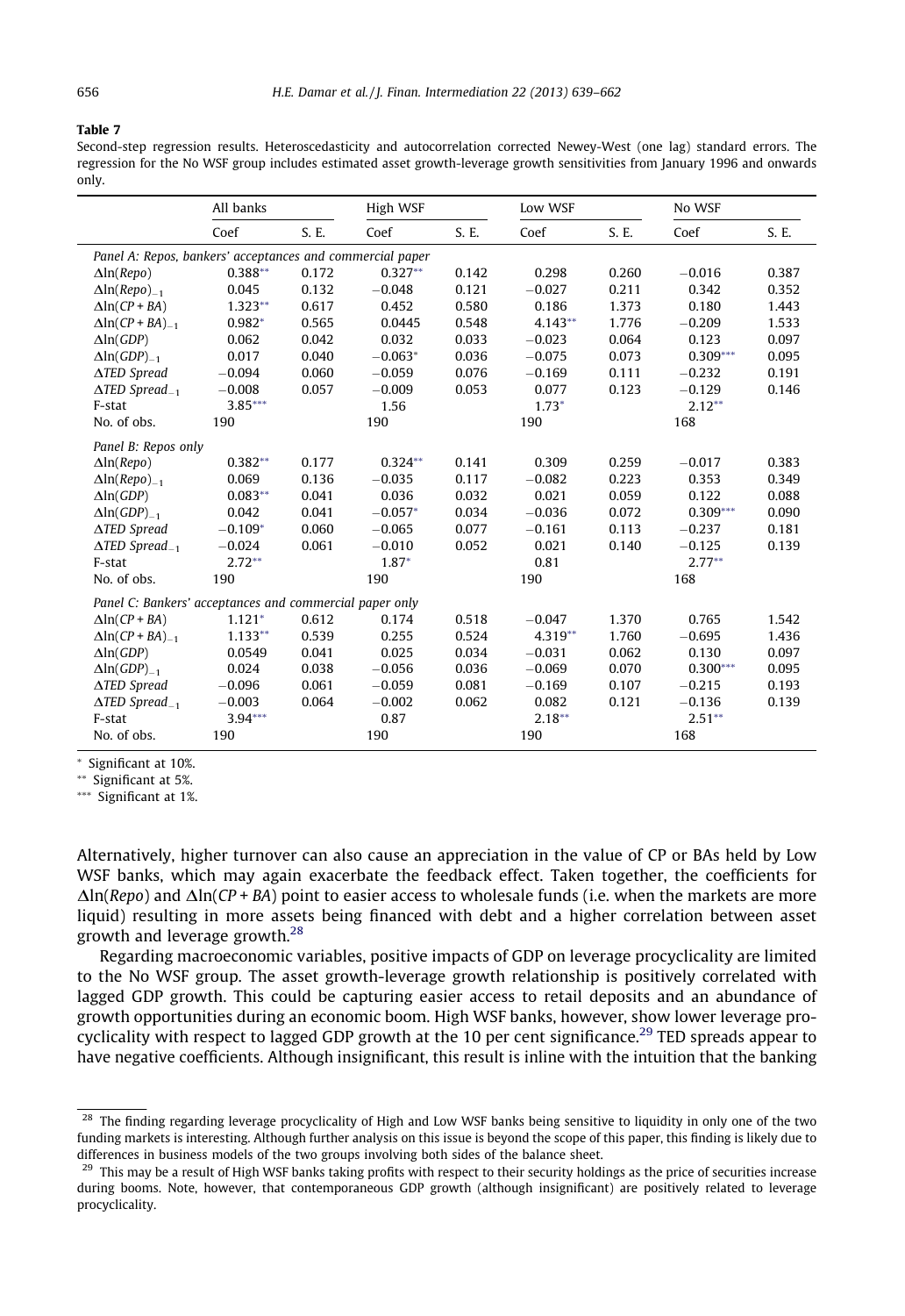**Table 7**

Second-step regression results. Heteroscedasticity and autocorrelation corrected Newey-West (one lag) standard errors. The regression for the No WSF group includes estimated asset growth-leverage growth sensitivities from January 1996 and onwards only.

| | All banks | | High WSF | | Low WSF | | No WSF | |
|---|---|---|---|---|---|---|---|---|
| | Coef | S. E. | Coef | S. E. | Coef | S. E. | Coef | S. E. |
| *Panel A: Repos, bankers' acceptances and commercial paper* | | | | | | | | |
| $\Delta\ln(Repo)$ | 0.388** | 0.172 | 0.327** | 0.142 | 0.298 | 0.260 | −0.016 | 0.387 |
| $\Delta\ln(Repo)_{-1}$ | 0.045 | 0.132 | −0.048 | 0.121 | −0.027 | 0.211 | 0.342 | 0.352 |
| $\Delta\ln(CP+BA)$ | 1.323** | 0.617 | 0.452 | 0.580 | 0.186 | 1.373 | 0.180 | 1.443 |
| $\Delta\ln(CP+BA)_{-1}$ | 0.982* | 0.565 | 0.0445 | 0.548 | 4.143** | 1.776 | −0.209 | 1.533 |
| $\Delta\ln(GDP)$ | 0.062 | 0.042 | 0.032 | 0.033 | −0.023 | 0.064 | 0.123 | 0.097 |
| $\Delta\ln(GDP)_{-1}$ | 0.017 | 0.040 | −0.063* | 0.036 | −0.075 | 0.073 | 0.309*** | 0.095 |
| $\Delta$*TED Spread* | −0.094 | 0.060 | −0.059 | 0.076 | −0.169 | 0.111 | −0.232 | 0.191 |
| $\Delta$*TED Spread*$_{-1}$ | −0.008 | 0.057 | −0.009 | 0.053 | 0.077 | 0.123 | −0.129 | 0.146 |
| F-stat | 3.85*** | | 1.56 | | 1.73* | | 2.12** | |
| No. of obs. | 190 | | 190 | | 190 | | 168 | |
| *Panel B: Repos only* | | | | | | | | |
| $\Delta\ln(Repo)$ | 0.382** | 0.177 | 0.324** | 0.141 | 0.309 | 0.259 | −0.017 | 0.383 |
| $\Delta\ln(Repo)_{-1}$ | 0.069 | 0.136 | −0.035 | 0.117 | −0.082 | 0.223 | 0.353 | 0.349 |
| $\Delta\ln(GDP)$ | 0.083** | 0.041 | 0.036 | 0.032 | 0.021 | 0.059 | 0.122 | 0.088 |
| $\Delta\ln(GDP)_{-1}$ | 0.042 | 0.041 | −0.057* | 0.034 | −0.036 | 0.072 | 0.309*** | 0.090 |
| $\Delta$*TED Spread* | −0.109* | 0.060 | −0.065 | 0.077 | −0.161 | 0.113 | −0.237 | 0.181 |
| $\Delta$*TED Spread*$_{-1}$ | −0.024 | 0.061 | −0.010 | 0.052 | 0.021 | 0.140 | −0.125 | 0.139 |
| F-stat | 2.72** | | 1.87* | | 0.81 | | 2.77** | |
| No. of obs. | 190 | | 190 | | 190 | | 168 | |
| *Panel C: Bankers' acceptances and commercial paper only* | | | | | | | | |
| $\Delta\ln(CP+BA)$ | 1.121* | 0.612 | 0.174 | 0.518 | −0.047 | 1.370 | 0.765 | 1.542 |
| $\Delta\ln(CP+BA)_{-1}$ | 1.133** | 0.539 | 0.255 | 0.524 | 4.319** | 1.760 | −0.695 | 1.436 |
| $\Delta\ln(GDP)$ | 0.0549 | 0.041 | 0.025 | 0.034 | −0.031 | 0.062 | 0.130 | 0.097 |
| $\Delta\ln(GDP)_{-1}$ | 0.024 | 0.038 | −0.056 | 0.036 | −0.069 | 0.070 | 0.300*** | 0.095 |
| $\Delta$*TED Spread* | −0.096 | 0.061 | −0.059 | 0.081 | −0.169 | 0.107 | −0.215 | 0.193 |
| $\Delta$*TED Spread*$_{-1}$ | −0.003 | 0.064 | −0.002 | 0.062 | 0.082 | 0.121 | −0.136 | 0.139 |
| F-stat | 3.94*** | | 0.87 | | 2.18** | | 2.51** | |
| No. of obs. | 190 | | 190 | | 190 | | 168 | |

\* Significant at 10%.
\*\* Significant at 5%.
\*\*\* Significant at 1%.

Alternatively, higher turnover can also cause an appreciation in the value of CP or BAs held by Low WSF banks, which may again exacerbate the feedback effect. Taken together, the coefficients for $\Delta\ln(Repo)$ and $\Delta\ln(CP+BA)$ point to easier access to wholesale funds (i.e. when the markets are more liquid) resulting in more assets being financed with debt and a higher correlation between asset growth and leverage growth.[28]

Regarding macroeconomic variables, positive impacts of GDP on leverage procyclicality are limited to the No WSF group. The asset growth-leverage growth relationship is positively correlated with lagged GDP growth. This could be capturing easier access to retail deposits and an abundance of growth opportunities during an economic boom. High WSF banks, however, show lower leverage procyclicality with respect to lagged GDP growth at the 10 per cent significance.[29] TED spreads appear to have negative coefficients. Although insignificant, this result is inline with the intuition that the banking

[28] The finding regarding leverage procyclicality of High and Low WSF banks being sensitive to liquidity in only one of the two funding markets is interesting. Although further analysis on this issue is beyond the scope of this paper, this finding is likely due to differences in business models of the two groups involving both sides of the balance sheet.

[29] This may be a result of High WSF banks taking profits with respect to their security holdings as the price of securities increase during booms. Note, however, that contemporaneous GDP growth (although insignificant) are positively related to leverage procyclicality.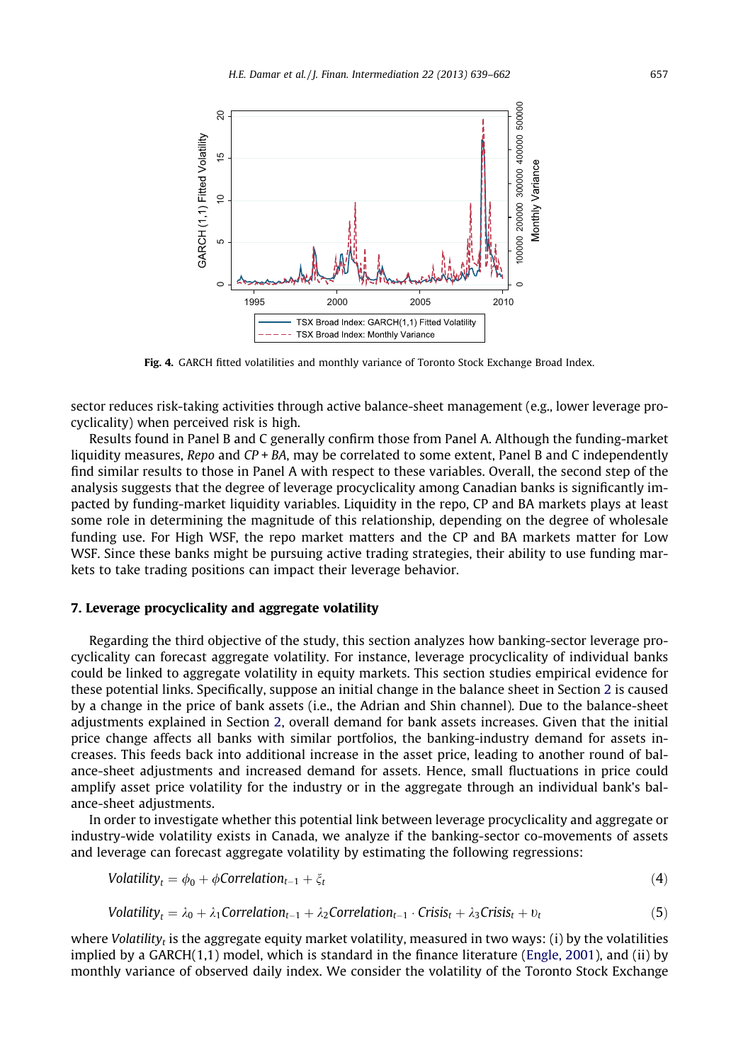**Fig. 4.** GARCH fitted volatilities and monthly variance of Toronto Stock Exchange Broad Index.

sector reduces risk-taking activities through active balance-sheet management (e.g., lower leverage procyclicality) when perceived risk is high.

Results found in Panel B and C generally confirm those from Panel A. Although the funding-market liquidity measures, *Repo* and *CP + BA*, may be correlated to some extent, Panel B and C independently find similar results to those in Panel A with respect to these variables. Overall, the second step of the analysis suggests that the degree of leverage procyclicality among Canadian banks is significantly impacted by funding-market liquidity variables. Liquidity in the repo, CP and BA markets plays at least some role in determining the magnitude of this relationship, depending on the degree of wholesale funding use. For High WSF, the repo market matters and the CP and BA markets matter for Low WSF. Since these banks might be pursuing active trading strategies, their ability to use funding markets to take trading positions can impact their leverage behavior.

## 7. Leverage procyclicality and aggregate volatility

Regarding the third objective of the study, this section analyzes how banking-sector leverage procyclicality can forecast aggregate volatility. For instance, leverage procyclicality of individual banks could be linked to aggregate volatility in equity markets. This section studies empirical evidence for these potential links. Specifically, suppose an initial change in the balance sheet in Section 2 is caused by a change in the price of bank assets (i.e., the Adrian and Shin channel). Due to the balance-sheet adjustments explained in Section 2, overall demand for bank assets increases. Given that the initial price change affects all banks with similar portfolios, the banking-industry demand for assets increases. This feeds back into additional increase in the asset price, leading to another round of balance-sheet adjustments and increased demand for assets. Hence, small fluctuations in price could amplify asset price volatility for the industry or in the aggregate through an individual bank's balance-sheet adjustments.

In order to investigate whether this potential link between leverage procyclicality and aggregate or industry-wide volatility exists in Canada, we analyze if the banking-sector co-movements of assets and leverage can forecast aggregate volatility by estimating the following regressions:

$$Volatility_t = \phi_0 + \phi Correlation_{t-1} + \xi_t \tag{4}$$

$$Volatility_t = \lambda_0 + \lambda_1 Correlation_{t-1} + \lambda_2 Correlation_{t-1} \cdot Crisis_t + \lambda_3 Crisis_t + \upsilon_t \tag{5}$$

where $Volatility_t$ is the aggregate equity market volatility, measured in two ways: (i) by the volatilities implied by a GARCH(1,1) model, which is standard in the finance literature (Engle, 2001), and (ii) by monthly variance of observed daily index. We consider the volatility of the Toronto Stock Exchange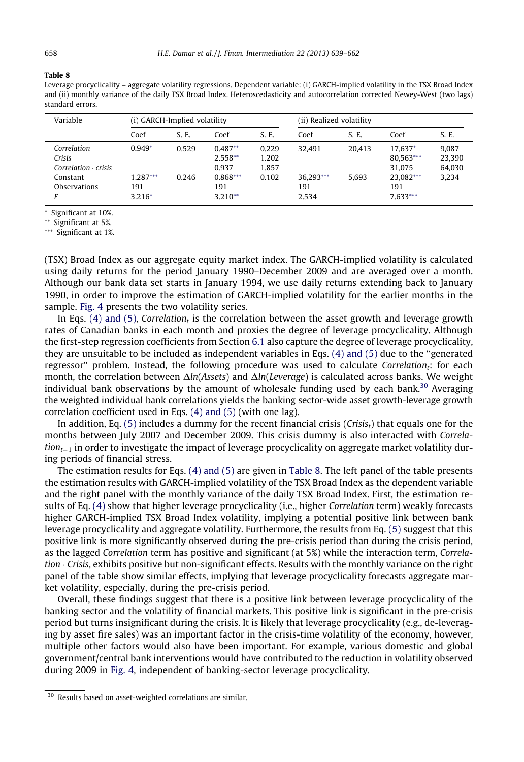**Table 8**

Leverage procyclicality – aggregate volatility regressions. Dependent variable: (i) GARCH-implied volatility in the TSX Broad Index and (ii) monthly variance of the daily TSX Broad Index. Heteroscedasticity and autocorrelation corrected Newey-West (two lags) standard errors.

| Variable | (i) GARCH-Implied volatility | | | | (ii) Realized volatility | | | |
|---|---|---|---|---|---|---|---|---|
| | Coef | S. E. | Coef | S. E. | Coef | S. E. | Coef | S. E. |
| *Correlation* | 0.949* | 0.529 | 0.487** | 0.229 | 32,491 | 20,413 | 17,637* | 9,087 |
| *Crisis* | | | 2.558** | 1.202 | | | 80,563*** | 23,390 |
| *Correlation · crisis* | | | 0.937 | 1.857 | | | 31,075 | 64,030 |
| Constant | 1.287*** | 0.246 | 0.868*** | 0.102 | 36,293*** | 5,693 | 23,082*** | 3,234 |
| Observations | 191 | | 191 | | 191 | | 191 | |
| *F* | 3.216* | | 3.210** | | 2.534 | | 7.633*** | |

\* Significant at 10%.
\** Significant at 5%.
\*** Significant at 1%.

(TSX) Broad Index as our aggregate equity market index. The GARCH-implied volatility is calculated using daily returns for the period January 1990–December 2009 and are averaged over a month. Although our bank data set starts in January 1994, we use daily returns extending back to January 1990, in order to improve the estimation of GARCH-implied volatility for the earlier months in the sample. Fig. 4 presents the two volatility series.

In Eqs. (4) and (5), $Correlation_t$ is the correlation between the asset growth and leverage growth rates of Canadian banks in each month and proxies the degree of leverage procyclicality. Although the first-step regression coefficients from Section 6.1 also capture the degree of leverage procyclicality, they are unsuitable to be included as independent variables in Eqs. (4) and (5) due to the "generated regressor" problem. Instead, the following procedure was used to calculate $Correlation_t$: for each month, the correlation between $\Delta ln(Assets)$ and $\Delta ln(Leverage)$ is calculated across banks. We weight individual bank observations by the amount of wholesale funding used by each bank.[30] Averaging the weighted individual bank correlations yields the banking sector-wide asset growth-leverage growth correlation coefficient used in Eqs. (4) and (5) (with one lag).

In addition, Eq. (5) includes a dummy for the recent financial crisis ($Crisis_t$) that equals one for the months between July 2007 and December 2009. This crisis dummy is also interacted with $Correlation_{t-1}$ in order to investigate the impact of leverage procyclicality on aggregate market volatility during periods of financial stress.

The estimation results for Eqs. (4) and (5) are given in Table 8. The left panel of the table presents the estimation results with GARCH-implied volatility of the TSX Broad Index as the dependent variable and the right panel with the monthly variance of the daily TSX Broad Index. First, the estimation results of Eq. (4) show that higher leverage procyclicality (i.e., higher *Correlation* term) weakly forecasts higher GARCH-implied TSX Broad Index volatility, implying a potential positive link between bank leverage procyclicality and aggregate volatility. Furthermore, the results from Eq. (5) suggest that this positive link is more significantly observed during the pre-crisis period than during the crisis period, as the lagged *Correlation* term has positive and significant (at 5%) while the interaction term, *Correlation · Crisis*, exhibits positive but non-significant effects. Results with the monthly variance on the right panel of the table show similar effects, implying that leverage procyclicality forecasts aggregate market volatility, especially, during the pre-crisis period.

Overall, these findings suggest that there is a positive link between leverage procyclicality of the banking sector and the volatility of financial markets. This positive link is significant in the pre-crisis period but turns insignificant during the crisis. It is likely that leverage procyclicality (e.g., de-leveraging by asset fire sales) was an important factor in the crisis-time volatility of the economy, however, multiple other factors would also have been important. For example, various domestic and global government/central bank interventions would have contributed to the reduction in volatility observed during 2009 in Fig. 4, independent of banking-sector leverage procyclicality.

[30] Results based on asset-weighted correlations are similar.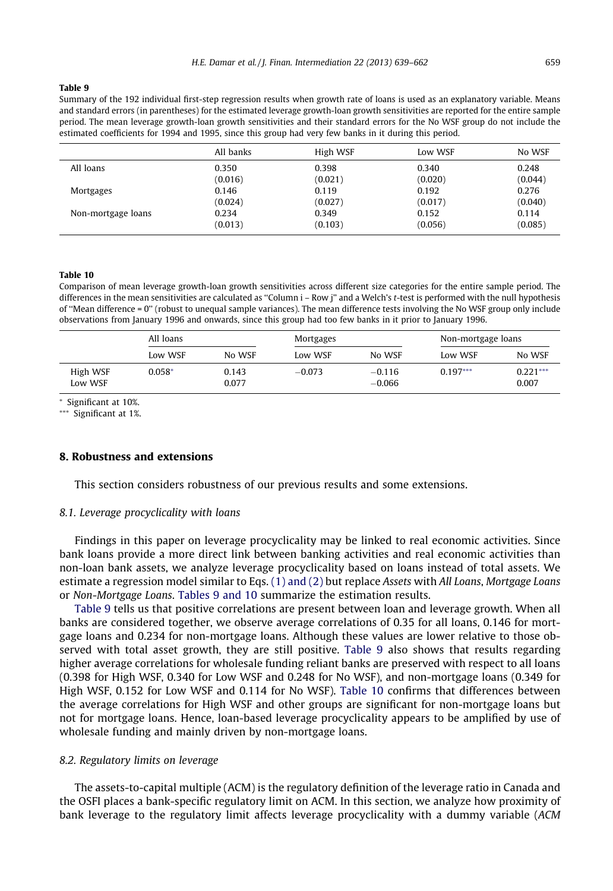**Table 9**

Summary of the 192 individual first-step regression results when growth rate of loans is used as an explanatory variable. Means and standard errors (in parentheses) for the estimated leverage growth-loan growth sensitivities are reported for the entire sample period. The mean leverage growth-loan growth sensitivities and their standard errors for the No WSF group do not include the estimated coefficients for 1994 and 1995, since this group had very few banks in it during this period.

| | All banks | High WSF | Low WSF | No WSF |
|---|---|---|---|---|
| All loans | 0.350 | 0.398 | 0.340 | 0.248 |
| | (0.016) | (0.021) | (0.020) | (0.044) |
| Mortgages | 0.146 | 0.119 | 0.192 | 0.276 |
| | (0.024) | (0.027) | (0.017) | (0.040) |
| Non-mortgage loans | 0.234 | 0.349 | 0.152 | 0.114 |
| | (0.013) | (0.103) | (0.056) | (0.085) |

**Table 10**

Comparison of mean leverage growth-loan growth sensitivities across different size categories for the entire sample period. The differences in the mean sensitivities are calculated as "Column i – Row j" and a Welch's *t*-test is performed with the null hypothesis of "Mean difference = 0" (robust to unequal sample variances). The mean difference tests involving the No WSF group only include observations from January 1996 and onwards, since this group had too few banks in it prior to January 1996.

| | All loans | | Mortgages | | Non-mortgage loans | |
|---|---|---|---|---|---|---|
| | Low WSF | No WSF | Low WSF | No WSF | Low WSF | No WSF |
| High WSF | 0.058* | 0.143 | −0.073 | −0.116 | 0.197*** | 0.221*** |
| Low WSF | | 0.077 | | −0.066 | | 0.007 |

\* Significant at 10%.

\*\*\* Significant at 1%.

## 8. Robustness and extensions

This section considers robustness of our previous results and some extensions.

### 8.1. Leverage procyclicality with loans

Findings in this paper on leverage procyclicality may be linked to real economic activities. Since bank loans provide a more direct link between banking activities and real economic activities than non-loan bank assets, we analyze leverage procyclicality based on loans instead of total assets. We estimate a regression model similar to Eqs. (1) and (2) but replace *Assets* with *All Loans*, *Mortgage Loans* or *Non-Mortgage Loans*. Tables 9 and 10 summarize the estimation results.

Table 9 tells us that positive correlations are present between loan and leverage growth. When all banks are considered together, we observe average correlations of 0.35 for all loans, 0.146 for mortgage loans and 0.234 for non-mortgage loans. Although these values are lower relative to those observed with total asset growth, they are still positive. Table 9 also shows that results regarding higher average correlations for wholesale funding reliant banks are preserved with respect to all loans (0.398 for High WSF, 0.340 for Low WSF and 0.248 for No WSF), and non-mortgage loans (0.349 for High WSF, 0.152 for Low WSF and 0.114 for No WSF). Table 10 confirms that differences between the average correlations for High WSF and other groups are significant for non-mortgage loans but not for mortgage loans. Hence, loan-based leverage procyclicality appears to be amplified by use of wholesale funding and mainly driven by non-mortgage loans.

### 8.2. Regulatory limits on leverage

The assets-to-capital multiple (ACM) is the regulatory definition of the leverage ratio in Canada and the OSFI places a bank-specific regulatory limit on ACM. In this section, we analyze how proximity of bank leverage to the regulatory limit affects leverage procyclicality with a dummy variable (*ACM*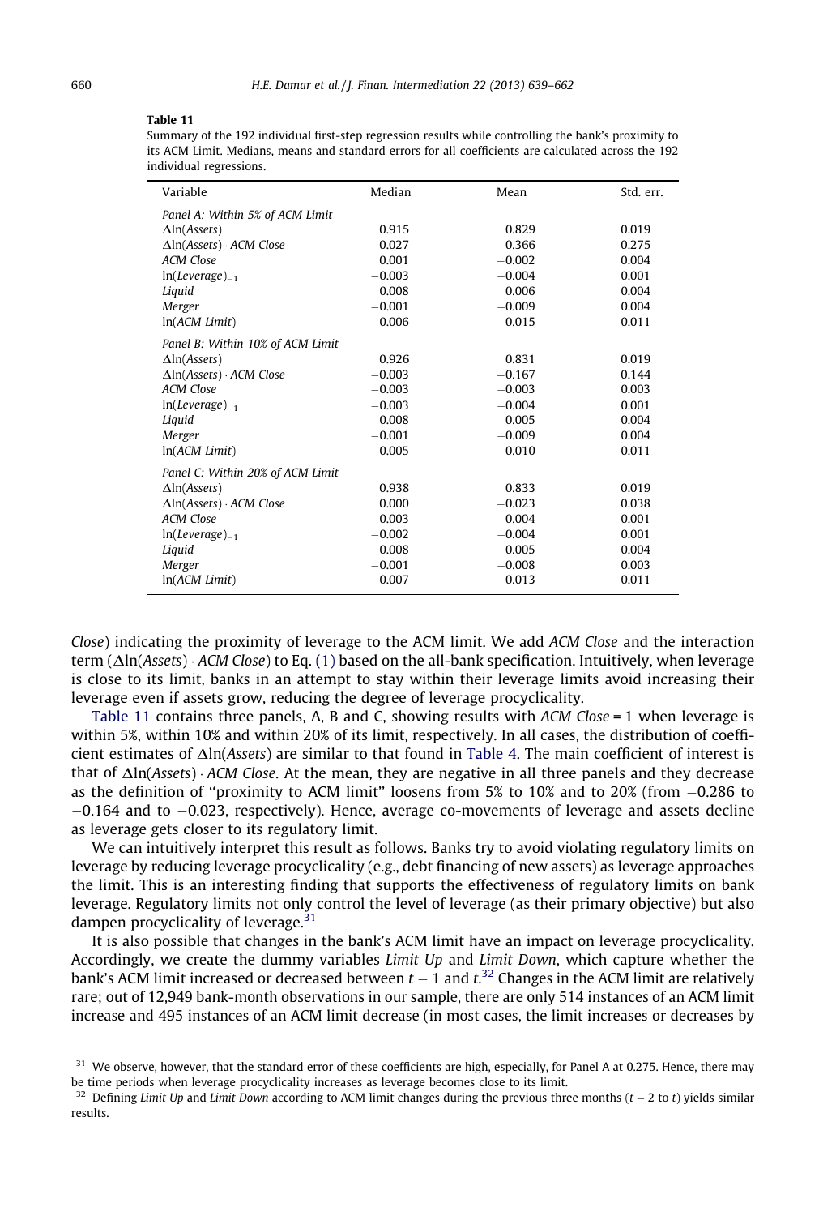**Table 11**

Summary of the 192 individual first-step regression results while controlling the bank's proximity to its ACM Limit. Medians, means and standard errors for all coefficients are calculated across the 192 individual regressions.

| Variable | Median | Mean | Std. err. |
|---|---|---|---|
| *Panel A: Within 5% of ACM Limit* | | | |
| $\Delta\ln(Assets)$ | 0.915 | 0.829 | 0.019 |
| $\Delta\ln(Assets) \cdot ACM\ Close$ | −0.027 | −0.366 | 0.275 |
| *ACM Close* | 0.001 | −0.002 | 0.004 |
| $\ln(Leverage)_{-1}$ | −0.003 | −0.004 | 0.001 |
| *Liquid* | 0.008 | 0.006 | 0.004 |
| *Merger* | −0.001 | −0.009 | 0.004 |
| $\ln(ACM\ Limit)$ | 0.006 | 0.015 | 0.011 |
| *Panel B: Within 10% of ACM Limit* | | | |
| $\Delta\ln(Assets)$ | 0.926 | 0.831 | 0.019 |
| $\Delta\ln(Assets) \cdot ACM\ Close$ | −0.003 | −0.167 | 0.144 |
| *ACM Close* | −0.003 | −0.003 | 0.003 |
| $\ln(Leverage)_{-1}$ | −0.003 | −0.004 | 0.001 |
| *Liquid* | 0.008 | 0.005 | 0.004 |
| *Merger* | −0.001 | −0.009 | 0.004 |
| $\ln(ACM\ Limit)$ | 0.005 | 0.010 | 0.011 |
| *Panel C: Within 20% of ACM Limit* | | | |
| $\Delta\ln(Assets)$ | 0.938 | 0.833 | 0.019 |
| $\Delta\ln(Assets) \cdot ACM\ Close$ | 0.000 | −0.023 | 0.038 |
| *ACM Close* | −0.003 | −0.004 | 0.001 |
| $\ln(Leverage)_{-1}$ | −0.002 | −0.004 | 0.001 |
| *Liquid* | 0.008 | 0.005 | 0.004 |
| *Merger* | −0.001 | −0.008 | 0.003 |
| $\ln(ACM\ Limit)$ | 0.007 | 0.013 | 0.011 |

*Close*) indicating the proximity of leverage to the ACM limit. We add *ACM Close* and the interaction term ($\Delta\ln(Assets) \cdot ACM\ Close$) to Eq. (1) based on the all-bank specification. Intuitively, when leverage is close to its limit, banks in an attempt to stay within their leverage limits avoid increasing their leverage even if assets grow, reducing the degree of leverage procyclicality.

Table 11 contains three panels, A, B and C, showing results with *ACM Close* = 1 when leverage is within 5%, within 10% and within 20% of its limit, respectively. In all cases, the distribution of coefficient estimates of $\Delta\ln(Assets)$ are similar to that found in Table 4. The main coefficient of interest is that of $\Delta\ln(Assets) \cdot ACM\ Close$. At the mean, they are negative in all three panels and they decrease as the definition of "proximity to ACM limit" loosens from 5% to 10% and to 20% (from −0.286 to −0.164 and to −0.023, respectively). Hence, average co-movements of leverage and assets decline as leverage gets closer to its regulatory limit.

We can intuitively interpret this result as follows. Banks try to avoid violating regulatory limits on leverage by reducing leverage procyclicality (e.g., debt financing of new assets) as leverage approaches the limit. This is an interesting finding that supports the effectiveness of regulatory limits on bank leverage. Regulatory limits not only control the level of leverage (as their primary objective) but also dampen procyclicality of leverage.[31]

It is also possible that changes in the bank's ACM limit have an impact on leverage procyclicality. Accordingly, we create the dummy variables *Limit Up* and *Limit Down*, which capture whether the bank's ACM limit increased or decreased between $t-1$ and $t$.[32] Changes in the ACM limit are relatively rare; out of 12,949 bank-month observations in our sample, there are only 514 instances of an ACM limit increase and 495 instances of an ACM limit decrease (in most cases, the limit increases or decreases by

---

[31] We observe, however, that the standard error of these coefficients are high, especially, for Panel A at 0.275. Hence, there may be time periods when leverage procyclicality increases as leverage becomes close to its limit.

[32] Defining *Limit Up* and *Limit Down* according to ACM limit changes during the previous three months ($t-2$ to $t$) yields similar results.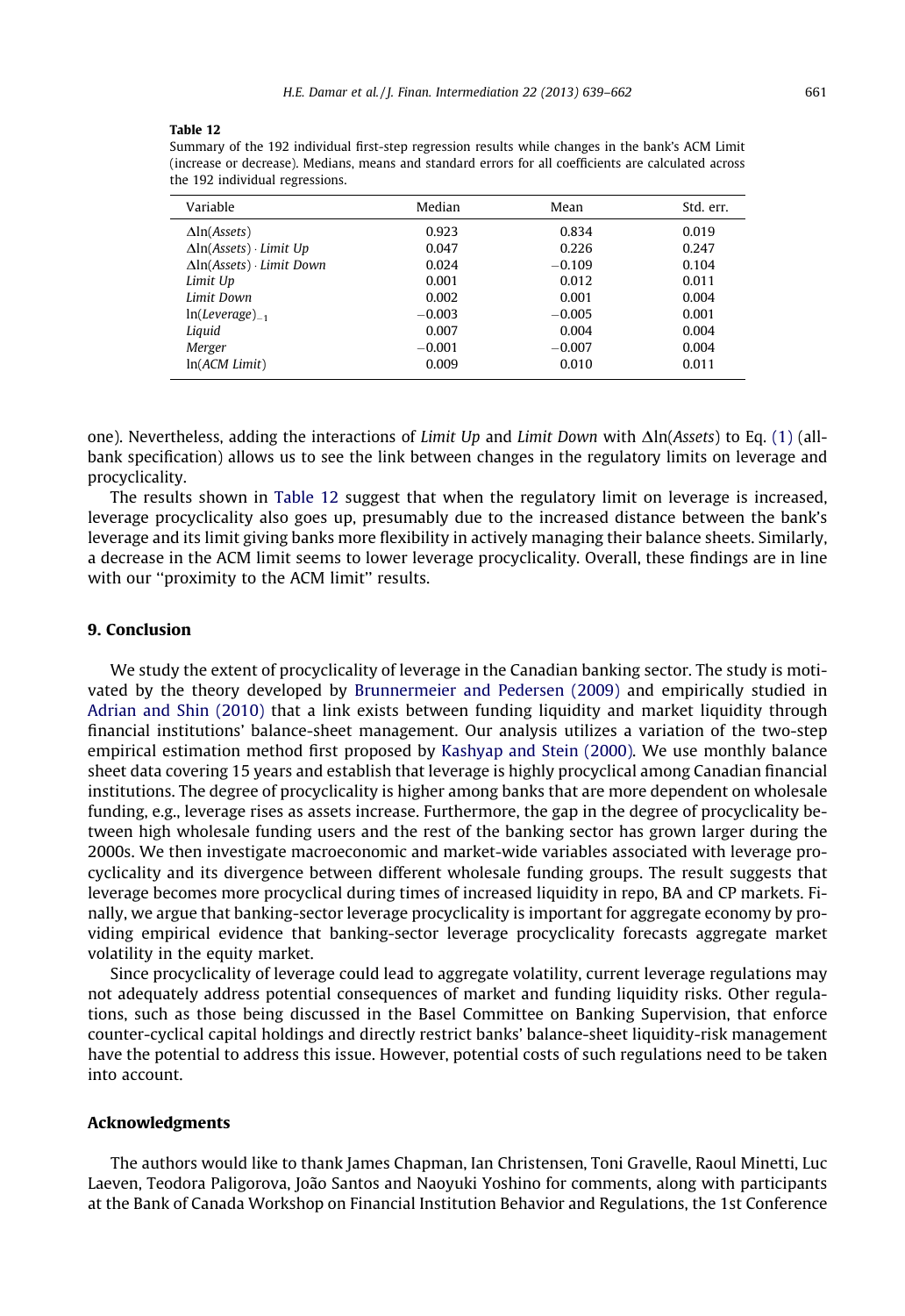**Table 12**
Summary of the 192 individual first-step regression results while changes in the bank's ACM Limit (increase or decrease). Medians, means and standard errors for all coefficients are calculated across the 192 individual regressions.

| Variable | Median | Mean | Std. err. |
|---|---|---|---|
| $\Delta\ln(\mathit{Assets})$ | 0.923 | 0.834 | 0.019 |
| $\Delta\ln(\mathit{Assets}) \cdot \mathit{Limit\ Up}$ | 0.047 | 0.226 | 0.247 |
| $\Delta\ln(\mathit{Assets}) \cdot \mathit{Limit\ Down}$ | 0.024 | −0.109 | 0.104 |
| *Limit Up* | 0.001 | 0.012 | 0.011 |
| *Limit Down* | 0.002 | 0.001 | 0.004 |
| $\ln(\mathit{Leverage})_{-1}$ | −0.003 | −0.005 | 0.001 |
| *Liquid* | 0.007 | 0.004 | 0.004 |
| *Merger* | −0.001 | −0.007 | 0.004 |
| $\ln(\mathit{ACM\ Limit})$ | 0.009 | 0.010 | 0.011 |

one). Nevertheless, adding the interactions of *Limit Up* and *Limit Down* with $\Delta\ln(\mathit{Assets})$ to Eq. (1) (all-bank specification) allows us to see the link between changes in the regulatory limits on leverage and procyclicality.

The results shown in Table 12 suggest that when the regulatory limit on leverage is increased, leverage procyclicality also goes up, presumably due to the increased distance between the bank's leverage and its limit giving banks more flexibility in actively managing their balance sheets. Similarly, a decrease in the ACM limit seems to lower leverage procyclicality. Overall, these findings are in line with our ''proximity to the ACM limit'' results.

## 9. Conclusion

We study the extent of procyclicality of leverage in the Canadian banking sector. The study is motivated by the theory developed by Brunnermeier and Pedersen (2009) and empirically studied in Adrian and Shin (2010) that a link exists between funding liquidity and market liquidity through financial institutions' balance-sheet management. Our analysis utilizes a variation of the two-step empirical estimation method first proposed by Kashyap and Stein (2000). We use monthly balance sheet data covering 15 years and establish that leverage is highly procyclical among Canadian financial institutions. The degree of procyclicality is higher among banks that are more dependent on wholesale funding, e.g., leverage rises as assets increase. Furthermore, the gap in the degree of procyclicality between high wholesale funding users and the rest of the banking sector has grown larger during the 2000s. We then investigate macroeconomic and market-wide variables associated with leverage procyclicality and its divergence between different wholesale funding groups. The result suggests that leverage becomes more procyclical during times of increased liquidity in repo, BA and CP markets. Finally, we argue that banking-sector leverage procyclicality is important for aggregate economy by providing empirical evidence that banking-sector leverage procyclicality forecasts aggregate market volatility in the equity market.

Since procyclicality of leverage could lead to aggregate volatility, current leverage regulations may not adequately address potential consequences of market and funding liquidity risks. Other regulations, such as those being discussed in the Basel Committee on Banking Supervision, that enforce counter-cyclical capital holdings and directly restrict banks' balance-sheet liquidity-risk management have the potential to address this issue. However, potential costs of such regulations need to be taken into account.

## Acknowledgments

The authors would like to thank James Chapman, Ian Christensen, Toni Gravelle, Raoul Minetti, Luc Laeven, Teodora Paligorova, João Santos and Naoyuki Yoshino for comments, along with participants at the Bank of Canada Workshop on Financial Institution Behavior and Regulations, the 1st Conference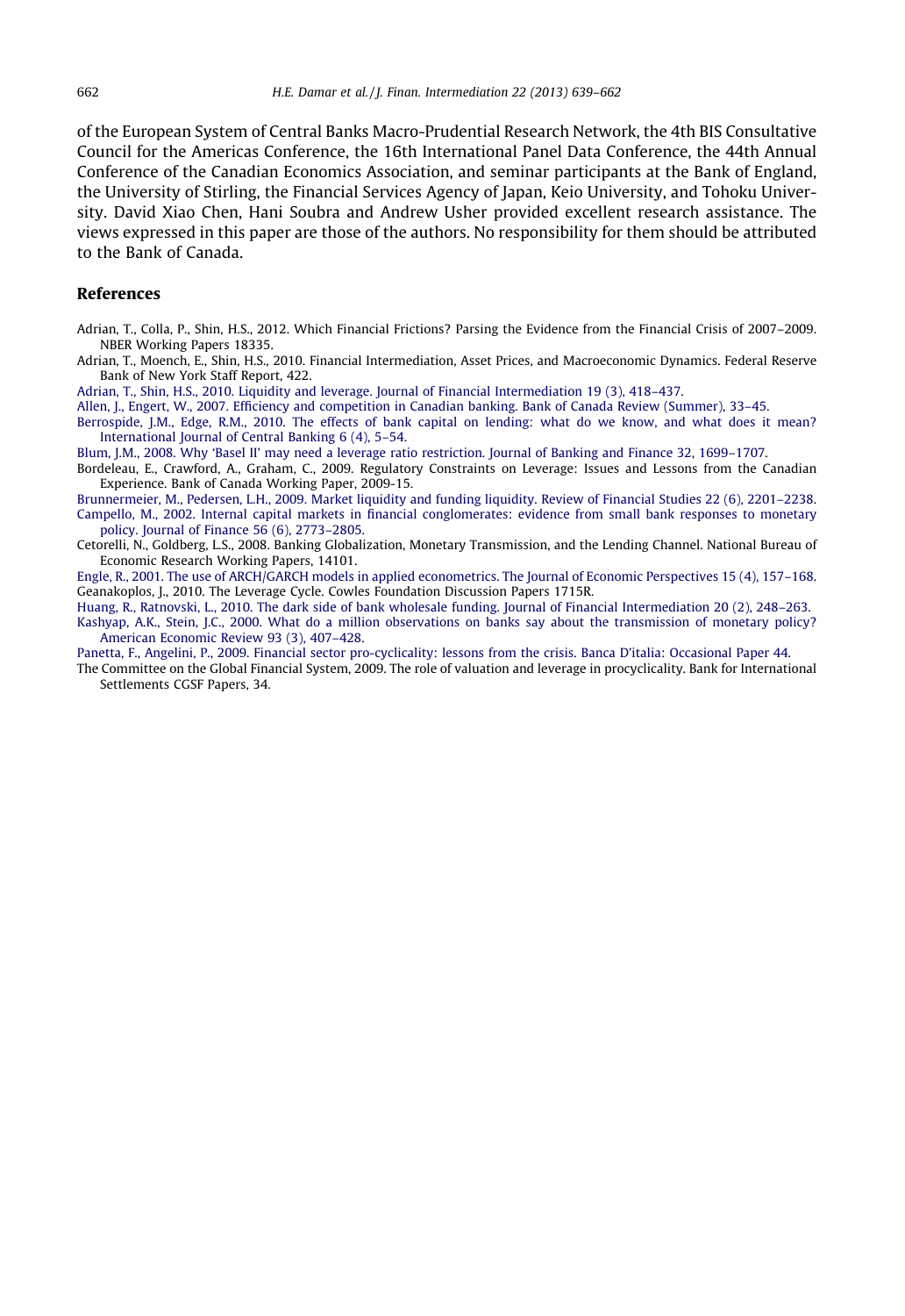of the European System of Central Banks Macro-Prudential Research Network, the 4th BIS Consultative Council for the Americas Conference, the 16th International Panel Data Conference, the 44th Annual Conference of the Canadian Economics Association, and seminar participants at the Bank of England, the University of Stirling, the Financial Services Agency of Japan, Keio University, and Tohoku University. David Xiao Chen, Hani Soubra and Andrew Usher provided excellent research assistance. The views expressed in this paper are those of the authors. No responsibility for them should be attributed to the Bank of Canada.

## References

Adrian, T., Colla, P., Shin, H.S., 2012. Which Financial Frictions? Parsing the Evidence from the Financial Crisis of 2007–2009. NBER Working Papers 18335.

Adrian, T., Moench, E., Shin, H.S., 2010. Financial Intermediation, Asset Prices, and Macroeconomic Dynamics. Federal Reserve Bank of New York Staff Report, 422.

Adrian, T., Shin, H.S., 2010. Liquidity and leverage. Journal of Financial Intermediation 19 (3), 418–437.

Allen, J., Engert, W., 2007. Efficiency and competition in Canadian banking. Bank of Canada Review (Summer), 33–45.

Berrospide, J.M., Edge, R.M., 2010. The effects of bank capital on lending: what do we know, and what does it mean? International Journal of Central Banking 6 (4), 5–54.

Blum, J.M., 2008. Why 'Basel II' may need a leverage ratio restriction. Journal of Banking and Finance 32, 1699–1707.

Bordeleau, E., Crawford, A., Graham, C., 2009. Regulatory Constraints on Leverage: Issues and Lessons from the Canadian Experience. Bank of Canada Working Paper, 2009-15.

Brunnermeier, M., Pedersen, L.H., 2009. Market liquidity and funding liquidity. Review of Financial Studies 22 (6), 2201–2238.

Campello, M., 2002. Internal capital markets in financial conglomerates: evidence from small bank responses to monetary policy. Journal of Finance 56 (6), 2773–2805.

Cetorelli, N., Goldberg, L.S., 2008. Banking Globalization, Monetary Transmission, and the Lending Channel. National Bureau of Economic Research Working Papers, 14101.

Engle, R., 2001. The use of ARCH/GARCH models in applied econometrics. The Journal of Economic Perspectives 15 (4), 157–168.

Geanakoplos, J., 2010. The Leverage Cycle. Cowles Foundation Discussion Papers 1715R.

Huang, R., Ratnovski, L., 2010. The dark side of bank wholesale funding. Journal of Financial Intermediation 20 (2), 248–263.

Kashyap, A.K., Stein, J.C., 2000. What do a million observations on banks say about the transmission of monetary policy? American Economic Review 93 (3), 407–428.

Panetta, F., Angelini, P., 2009. Financial sector pro-cyclicality: lessons from the crisis. Banca D'italia: Occasional Paper 44.

The Committee on the Global Financial System, 2009. The role of valuation and leverage in procyclicality. Bank for International Settlements CGSF Papers, 34.